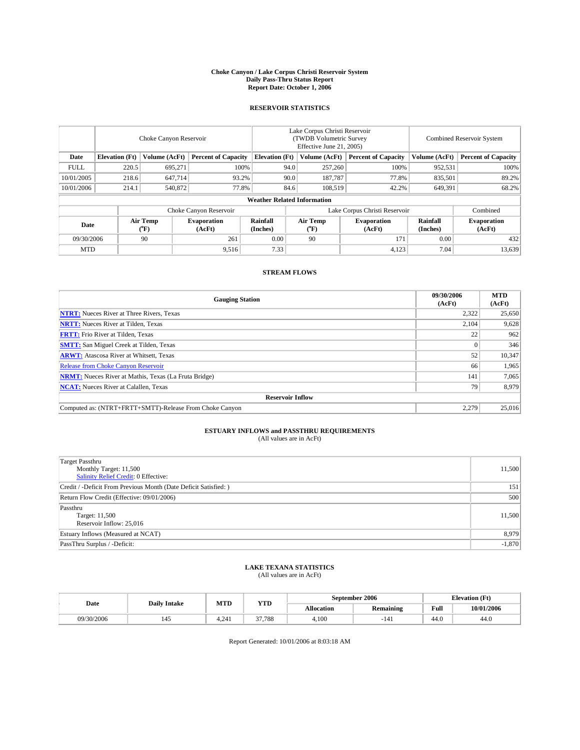# Choke Canyon / Lake Corpus Christi Reservoir System
## Daily Pass-Thru Status Report
## Report Date: October 1, 2006

### RESERVOIR STATISTICS

| | Choke Canyon Reservoir | | | Lake Corpus Christi Reservoir (TWDB Volumetric Survey Effective June 21, 2005) | | | Combined Reservoir System | |
|---|---|---|---|---|---|---|---|---|
| Date | Elevation (Ft) | Volume (AcFt) | Percent of Capacity | Elevation (Ft) | Volume (AcFt) | Percent of Capacity | Volume (AcFt) | Percent of Capacity |
| FULL | 220.5 | 695,271 | 100% | 94.0 | 257,260 | 100% | 952,531 | 100% |
| 10/01/2005 | 218.6 | 647,714 | 93.2% | 90.0 | 187,787 | 77.8% | 835,501 | 89.2% |
| 10/01/2006 | 214.1 | 540,872 | 77.8% | 84.6 | 108,519 | 42.2% | 649,391 | 68.2% |

**Weather Related Information**

| | Choke Canyon Reservoir | | | Lake Corpus Christi Reservoir | | | Combined |
|---|---|---|---|---|---|---|---|
| Date | Air Temp (°F) | Evaporation (AcFt) | Rainfall (Inches) | Air Temp (°F) | Evaporation (AcFt) | Rainfall (Inches) | Evaporation (AcFt) |
| 09/30/2006 | 90 | 261 | 0.00 | 90 | 171 | 0.00 | 432 |
| MTD | | 9,516 | 7.33 | | 4,123 | 7.04 | 13,639 |

### STREAM FLOWS

| Gauging Station | 09/30/2006 (AcFt) | MTD (AcFt) |
|---|---|---|
| **NTRT:** Nueces River at Three Rivers, Texas | 2,322 | 25,650 |
| **NRTT:** Nueces River at Tilden, Texas | 2,104 | 9,628 |
| **FRTT:** Frio River at Tilden, Texas | 22 | 962 |
| **SMTT:** San Miguel Creek at Tilden, Texas | 0 | 346 |
| **ARWT:** Atascosa River at Whitsett, Texas | 52 | 10,347 |
| Release from Choke Canyon Reservoir | 66 | 1,965 |
| **NRMT:** Nueces River at Mathis, Texas (La Fruta Bridge) | 141 | 7,065 |
| **NCAT:** Nueces River at Calallen, Texas | 79 | 8,979 |
| **Reservoir Inflow** | | |
| Computed as: (NTRT+FRTT+SMTT)-Release From Choke Canyon | 2,279 | 25,016 |

### ESTUARY INFLOWS and PASSTHRU REQUIREMENTS
(All values are in AcFt)

| | |
|---|---|
| Target Passthru<br>Monthly Target: 11,500<br>Salinity Relief Credit: 0 Effective: | 11,500 |
| Credit / -Deficit From Previous Month (Date Deficit Satisfied: ) | 151 |
| Return Flow Credit (Effective: 09/01/2006) | 500 |
| Passthru<br>Target: 11,500<br>Reservoir Inflow: 25,016 | 11,500 |
| Estuary Inflows (Measured at NCAT) | 8,979 |
| PassThru Surplus / -Deficit: | -1,870 |

### LAKE TEXANA STATISTICS
(All values are in AcFt)

| Date | Daily Intake | MTD | YTD | September 2006 | | Elevation (Ft) | |
|---|---|---|---|---|---|---|---|
| | | | | Allocation | Remaining | Full | 10/01/2006 |
| 09/30/2006 | 145 | 4,241 | 37,788 | 4,100 | -141 | 44.0 | 44.0 |

Report Generated: 10/01/2006 at 8:03:18 AM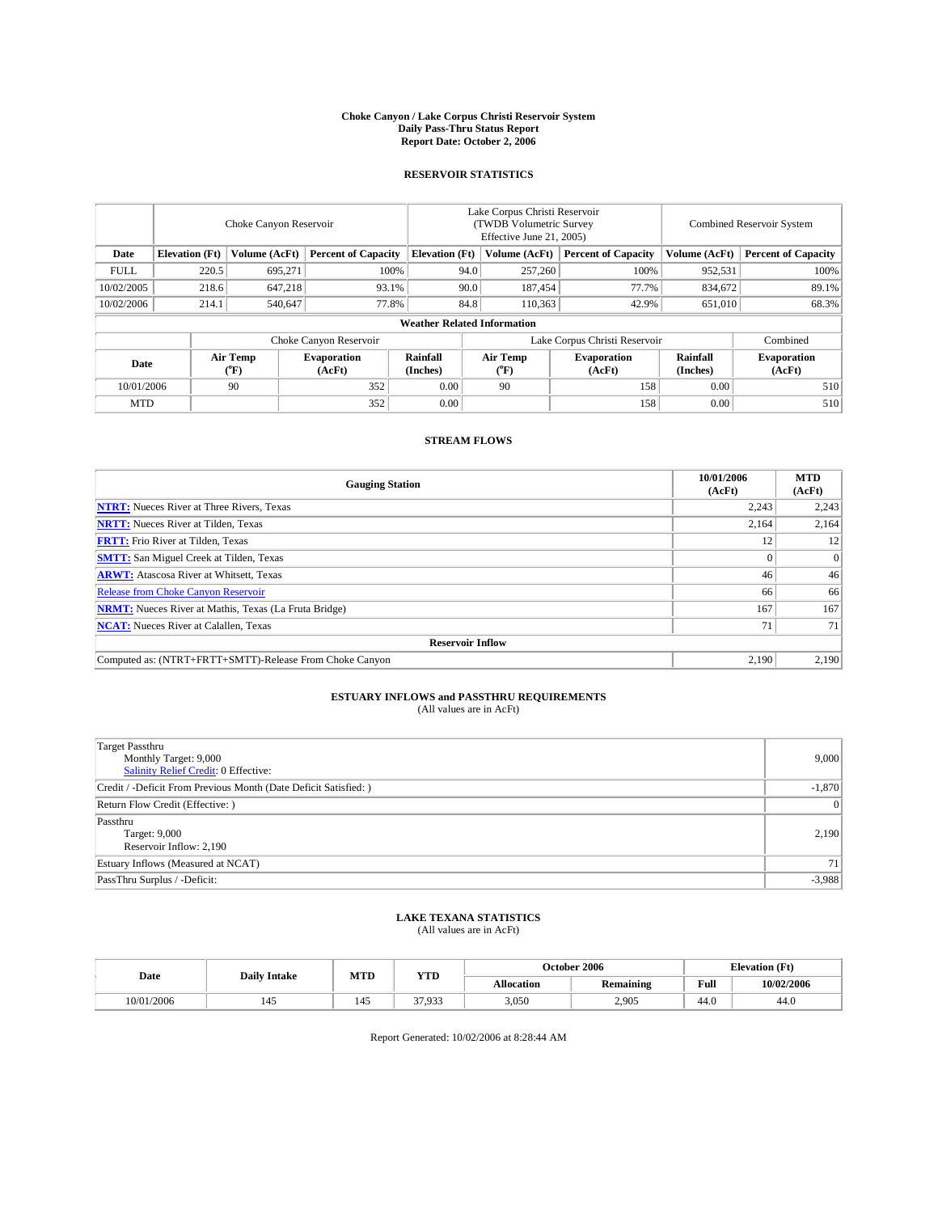# Choke Canyon / Lake Corpus Christi Reservoir System
## Daily Pass-Thru Status Report
### Report Date: October 2, 2006

## RESERVOIR STATISTICS

| | Choke Canyon Reservoir | | | Lake Corpus Christi Reservoir (TWDB Volumetric Survey Effective June 21, 2005) | | | Combined Reservoir System | |
|---|---|---|---|---|---|---|---|---|
| Date | Elevation (Ft) | Volume (AcFt) | Percent of Capacity | Elevation (Ft) | Volume (AcFt) | Percent of Capacity | Volume (AcFt) | Percent of Capacity |
| FULL | 220.5 | 695,271 | 100% | 94.0 | 257,260 | 100% | 952,531 | 100% |
| 10/02/2005 | 218.6 | 647,218 | 93.1% | 90.0 | 187,454 | 77.7% | 834,672 | 89.1% |
| 10/02/2006 | 214.1 | 540,647 | 77.8% | 84.8 | 110,363 | 42.9% | 651,010 | 68.3% |

**Weather Related Information**

| | Choke Canyon Reservoir | | | Lake Corpus Christi Reservoir | | | Combined |
|---|---|---|---|---|---|---|---|
| Date | Air Temp (°F) | Evaporation (AcFt) | Rainfall (Inches) | Air Temp (°F) | Evaporation (AcFt) | Rainfall (Inches) | Evaporation (AcFt) |
| 10/01/2006 | 90 | 352 | 0.00 | 90 | 158 | 0.00 | 510 |
| MTD | | 352 | 0.00 | | 158 | 0.00 | 510 |

## STREAM FLOWS

| Gauging Station | 10/01/2006 (AcFt) | MTD (AcFt) |
|---|---|---|
| **NTRT:** Nueces River at Three Rivers, Texas | 2,243 | 2,243 |
| **NRTT:** Nueces River at Tilden, Texas | 2,164 | 2,164 |
| **FRTT:** Frio River at Tilden, Texas | 12 | 12 |
| **SMTT:** San Miguel Creek at Tilden, Texas | 0 | 0 |
| **ARWT:** Atascosa River at Whitsett, Texas | 46 | 46 |
| Release from Choke Canyon Reservoir | 66 | 66 |
| **NRMT:** Nueces River at Mathis, Texas (La Fruta Bridge) | 167 | 167 |
| **NCAT:** Nueces River at Calallen, Texas | 71 | 71 |
| **Reservoir Inflow** | | |
| Computed as: (NTRT+FRTT+SMTT)-Release From Choke Canyon | 2,190 | 2,190 |

## ESTUARY INFLOWS and PASSTHRU REQUIREMENTS
(All values are in AcFt)

| | |
|---|---|
| Target Passthru<br>Monthly Target: 9,000<br>Salinity Relief Credit: 0 Effective: | 9,000 |
| Credit / -Deficit From Previous Month (Date Deficit Satisfied: ) | -1,870 |
| Return Flow Credit (Effective: ) | 0 |
| Passthru<br>Target: 9,000<br>Reservoir Inflow: 2,190 | 2,190 |
| Estuary Inflows (Measured at NCAT) | 71 |
| PassThru Surplus / -Deficit: | -3,988 |

## LAKE TEXANA STATISTICS
(All values are in AcFt)

| Date | Daily Intake | MTD | YTD | October 2006 | | Elevation (Ft) | |
|---|---|---|---|---|---|---|---|
| | | | | Allocation | Remaining | Full | 10/02/2006 |
| 10/01/2006 | 145 | 145 | 37,933 | 3,050 | 2,905 | 44.0 | 44.0 |

Report Generated: 10/02/2006 at 8:28:44 AM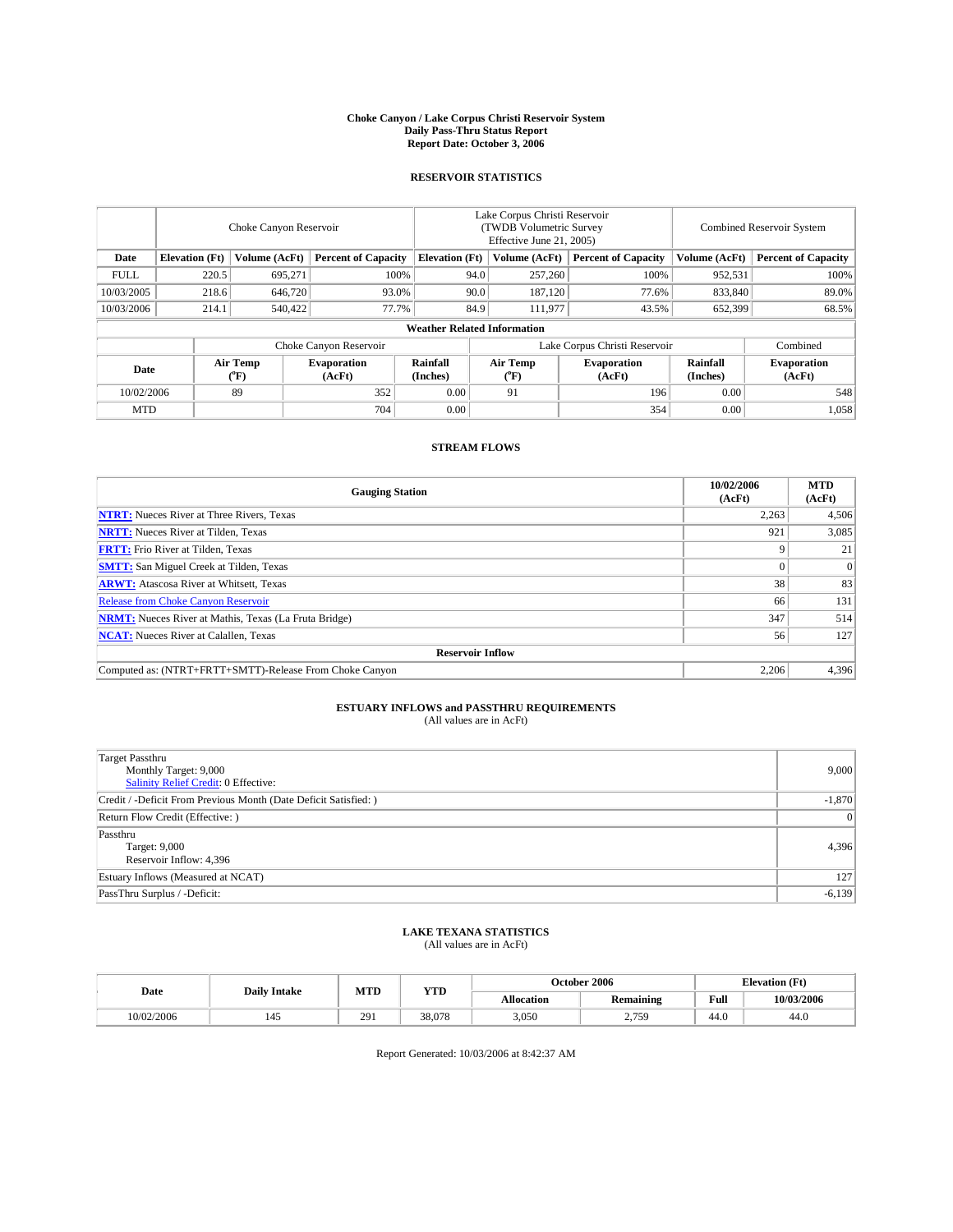# Choke Canyon / Lake Corpus Christi Reservoir System
## Daily Pass-Thru Status Report
## Report Date: October 3, 2006

### RESERVOIR STATISTICS

| Date | Choke Canyon Reservoir | | | Lake Corpus Christi Reservoir (TWDB Volumetric Survey Effective June 21, 2005) | | | Combined Reservoir System | |
|---|---|---|---|---|---|---|---|---|
| | Elevation (Ft) | Volume (AcFt) | Percent of Capacity | Elevation (Ft) | Volume (AcFt) | Percent of Capacity | Volume (AcFt) | Percent of Capacity |
| FULL | 220.5 | 695,271 | 100% | 94.0 | 257,260 | 100% | 952,531 | 100% |
| 10/03/2005 | 218.6 | 646,720 | 93.0% | 90.0 | 187,120 | 77.6% | 833,840 | 89.0% |
| 10/03/2006 | 214.1 | 540,422 | 77.7% | 84.9 | 111,977 | 43.5% | 652,399 | 68.5% |

**Weather Related Information**

| Date | Choke Canyon Reservoir | | | Lake Corpus Christi Reservoir | | | Combined |
|---|---|---|---|---|---|---|---|
| | Air Temp (°F) | Evaporation (AcFt) | Rainfall (Inches) | Air Temp (°F) | Evaporation (AcFt) | Rainfall (Inches) | Evaporation (AcFt) |
| 10/02/2006 | 89 | 352 | 0.00 | 91 | 196 | 0.00 | 548 |
| MTD | | 704 | 0.00 | | 354 | 0.00 | 1,058 |

### STREAM FLOWS

| Gauging Station | 10/02/2006 (AcFt) | MTD (AcFt) |
|---|---|---|
| **NTRT:** Nueces River at Three Rivers, Texas | 2,263 | 4,506 |
| **NRTT:** Nueces River at Tilden, Texas | 921 | 3,085 |
| **FRTT:** Frio River at Tilden, Texas | 9 | 21 |
| **SMTT:** San Miguel Creek at Tilden, Texas | 0 | 0 |
| **ARWT:** Atascosa River at Whitsett, Texas | 38 | 83 |
| Release from Choke Canyon Reservoir | 66 | 131 |
| **NRMT:** Nueces River at Mathis, Texas (La Fruta Bridge) | 347 | 514 |
| **NCAT:** Nueces River at Calallen, Texas | 56 | 127 |
| **Reservoir Inflow** | | |
| Computed as: (NTRT+FRTT+SMTT)-Release From Choke Canyon | 2,206 | 4,396 |

### ESTUARY INFLOWS and PASSTHRU REQUIREMENTS
(All values are in AcFt)

| | |
|---|---|
| Target Passthru<br>Monthly Target: 9,000<br>Salinity Relief Credit: 0 Effective: | 9,000 |
| Credit / -Deficit From Previous Month (Date Deficit Satisfied: ) | -1,870 |
| Return Flow Credit (Effective: ) | 0 |
| Passthru<br>Target: 9,000<br>Reservoir Inflow: 4,396 | 4,396 |
| Estuary Inflows (Measured at NCAT) | 127 |
| PassThru Surplus / -Deficit: | -6,139 |

### LAKE TEXANA STATISTICS
(All values are in AcFt)

| Date | Daily Intake | MTD | YTD | October 2006 | | Elevation (Ft) | |
|---|---|---|---|---|---|---|---|
| | | | | Allocation | Remaining | Full | 10/03/2006 |
| 10/02/2006 | 145 | 291 | 38,078 | 3,050 | 2,759 | 44.0 | 44.0 |

Report Generated: 10/03/2006 at 8:42:37 AM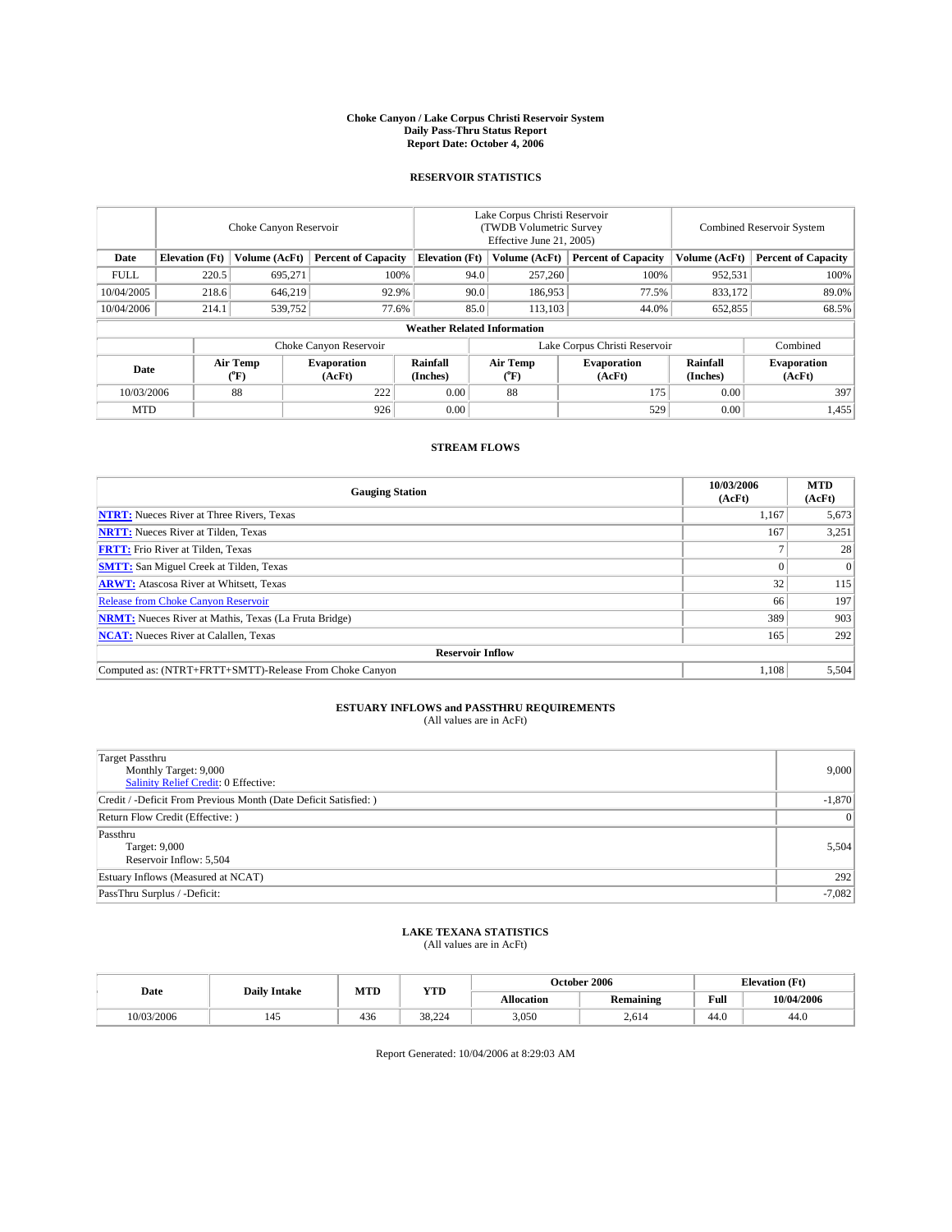**Choke Canyon / Lake Corpus Christi Reservoir System**
**Daily Pass-Thru Status Report**
**Report Date: October 4, 2006**

## RESERVOIR STATISTICS

| | Choke Canyon Reservoir | | | Lake Corpus Christi Reservoir (TWDB Volumetric Survey Effective June 21, 2005) | | | Combined Reservoir System | |
|---|---|---|---|---|---|---|---|---|
| Date | Elevation (Ft) | Volume (AcFt) | Percent of Capacity | Elevation (Ft) | Volume (AcFt) | Percent of Capacity | Volume (AcFt) | Percent of Capacity |
| FULL | 220.5 | 695,271 | 100% | 94.0 | 257,260 | 100% | 952,531 | 100% |
| 10/04/2005 | 218.6 | 646,219 | 92.9% | 90.0 | 186,953 | 77.5% | 833,172 | 89.0% |
| 10/04/2006 | 214.1 | 539,752 | 77.6% | 85.0 | 113,103 | 44.0% | 652,855 | 68.5% |

**Weather Related Information**

| | Choke Canyon Reservoir | | | Lake Corpus Christi Reservoir | | | Combined |
|---|---|---|---|---|---|---|---|
| Date | Air Temp (°F) | Evaporation (AcFt) | Rainfall (Inches) | Air Temp (°F) | Evaporation (AcFt) | Rainfall (Inches) | Evaporation (AcFt) |
| 10/03/2006 | 88 | 222 | 0.00 | 88 | 175 | 0.00 | 397 |
| MTD | | 926 | 0.00 | | 529 | 0.00 | 1,455 |

## STREAM FLOWS

| Gauging Station | 10/03/2006 (AcFt) | MTD (AcFt) |
|---|---|---|
| **NTRT:** Nueces River at Three Rivers, Texas | 1,167 | 5,673 |
| **NRTT:** Nueces River at Tilden, Texas | 167 | 3,251 |
| **FRTT:** Frio River at Tilden, Texas | 7 | 28 |
| **SMTT:** San Miguel Creek at Tilden, Texas | 0 | 0 |
| **ARWT:** Atascosa River at Whitsett, Texas | 32 | 115 |
| Release from Choke Canyon Reservoir | 66 | 197 |
| **NRMT:** Nueces River at Mathis, Texas (La Fruta Bridge) | 389 | 903 |
| **NCAT:** Nueces River at Calallen, Texas | 165 | 292 |
| **Reservoir Inflow** | | |
| Computed as: (NTRT+FRTT+SMTT)-Release From Choke Canyon | 1,108 | 5,504 |

## ESTUARY INFLOWS and PASSTHRU REQUIREMENTS

(All values are in AcFt)

| | |
|---|---|
| Target Passthru<br>Monthly Target: 9,000<br>Salinity Relief Credit: 0 Effective: | 9,000 |
| Credit / -Deficit From Previous Month (Date Deficit Satisfied: ) | -1,870 |
| Return Flow Credit (Effective: ) | 0 |
| Passthru<br>Target: 9,000<br>Reservoir Inflow: 5,504 | 5,504 |
| Estuary Inflows (Measured at NCAT) | 292 |
| PassThru Surplus / -Deficit: | -7,082 |

## LAKE TEXANA STATISTICS

(All values are in AcFt)

| Date | Daily Intake | MTD | YTD | October 2006 | | Elevation (Ft) | |
|---|---|---|---|---|---|---|---|
| | | | | Allocation | Remaining | Full | 10/04/2006 |
| 10/03/2006 | 145 | 436 | 38,224 | 3,050 | 2,614 | 44.0 | 44.0 |

Report Generated: 10/04/2006 at 8:29:03 AM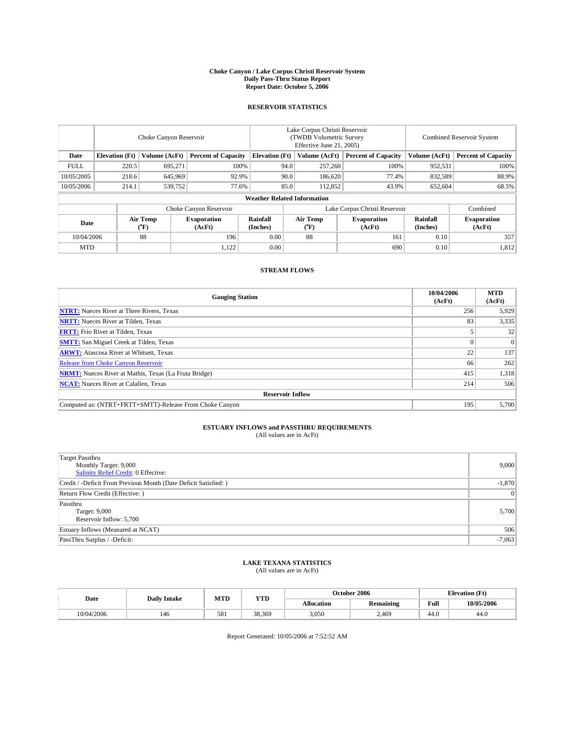**Choke Canyon / Lake Corpus Christi Reservoir System**
**Daily Pass-Thru Status Report**
**Report Date: October 5, 2006**

## RESERVOIR STATISTICS

| | Choke Canyon Reservoir | | | Lake Corpus Christi Reservoir (TWDB Volumetric Survey Effective June 21, 2005) | | | Combined Reservoir System | |
|---|---|---|---|---|---|---|---|---|
| Date | Elevation (Ft) | Volume (AcFt) | Percent of Capacity | Elevation (Ft) | Volume (AcFt) | Percent of Capacity | Volume (AcFt) | Percent of Capacity |
| FULL | 220.5 | 695,271 | 100% | 94.0 | 257,260 | 100% | 952,531 | 100% |
| 10/05/2005 | 218.6 | 645,969 | 92.9% | 90.0 | 186,620 | 77.4% | 832,589 | 88.9% |
| 10/05/2006 | 214.1 | 539,752 | 77.6% | 85.0 | 112,852 | 43.9% | 652,604 | 68.5% |

**Weather Related Information**

| | Choke Canyon Reservoir | | | Lake Corpus Christi Reservoir | | | Combined |
|---|---|---|---|---|---|---|---|
| Date | Air Temp (°F) | Evaporation (AcFt) | Rainfall (Inches) | Air Temp (°F) | Evaporation (AcFt) | Rainfall (Inches) | Evaporation (AcFt) |
| 10/04/2006 | 88 | 196 | 0.00 | 88 | 161 | 0.10 | 357 |
| MTD | | 1,122 | 0.00 | | 690 | 0.10 | 1,812 |

## STREAM FLOWS

| Gauging Station | 10/04/2006 (AcFt) | MTD (AcFt) |
|---|---|---|
| **NTRT:** Nueces River at Three Rivers, Texas | 256 | 5,929 |
| **NRTT:** Nueces River at Tilden, Texas | 83 | 3,335 |
| **FRTT:** Frio River at Tilden, Texas | 5 | 32 |
| **SMTT:** San Miguel Creek at Tilden, Texas | 0 | 0 |
| **ARWT:** Atascosa River at Whitsett, Texas | 22 | 137 |
| Release from Choke Canyon Reservoir | 66 | 262 |
| **NRMT:** Nueces River at Mathis, Texas (La Fruta Bridge) | 415 | 1,318 |
| **NCAT:** Nueces River at Calallen, Texas | 214 | 506 |
| **Reservoir Inflow** | | |
| Computed as: (NTRT+FRTT+SMTT)-Release From Choke Canyon | 195 | 5,700 |

## ESTUARY INFLOWS and PASSTHRU REQUIREMENTS
(All values are in AcFt)

| | |
|---|---|
| Target Passthru<br>Monthly Target: 9,000<br>Salinity Relief Credit: 0 Effective: | 9,000 |
| Credit / -Deficit From Previous Month (Date Deficit Satisfied: ) | -1,870 |
| Return Flow Credit (Effective: ) | 0 |
| Passthru<br>Target: 9,000<br>Reservoir Inflow: 5,700 | 5,700 |
| Estuary Inflows (Measured at NCAT) | 506 |
| PassThru Surplus / -Deficit: | -7,063 |

## LAKE TEXANA STATISTICS
(All values are in AcFt)

| Date | Daily Intake | MTD | YTD | October 2006 | | Elevation (Ft) | |
|---|---|---|---|---|---|---|---|
| | | | | Allocation | Remaining | Full | 10/05/2006 |
| 10/04/2006 | 146 | 581 | 38,369 | 3,050 | 2,469 | 44.0 | 44.0 |

Report Generated: 10/05/2006 at 7:52:52 AM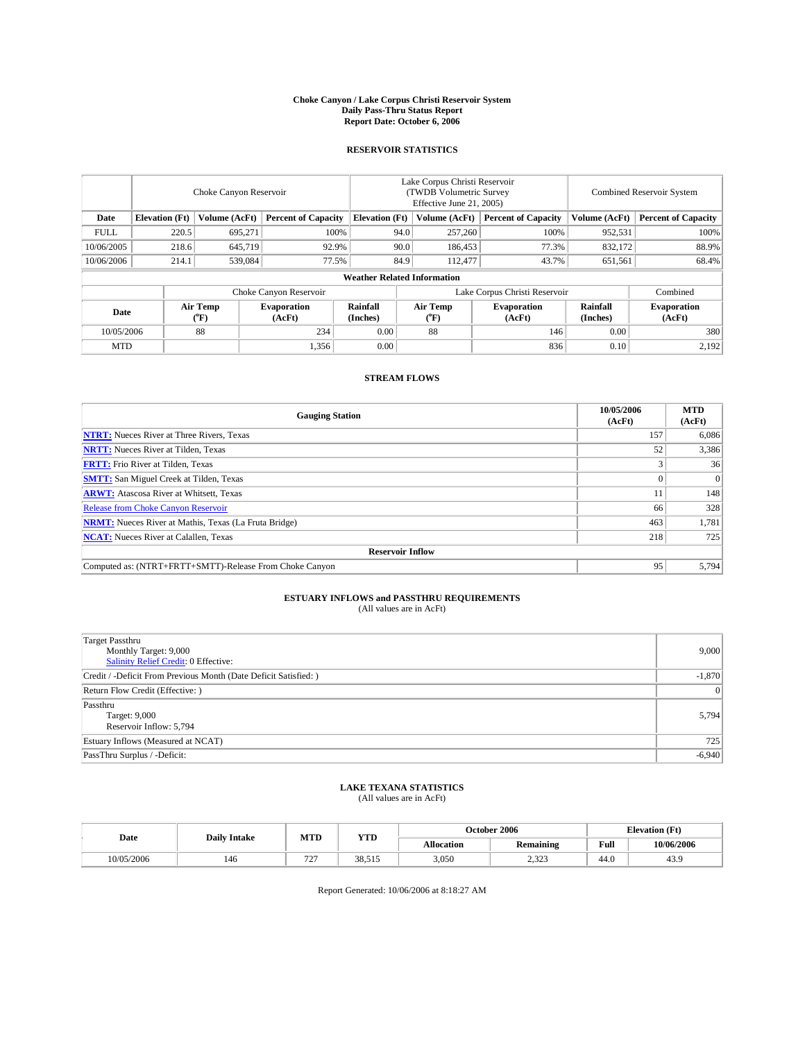# Choke Canyon / Lake Corpus Christi Reservoir System
## Daily Pass-Thru Status Report
## Report Date: October 6, 2006

### RESERVOIR STATISTICS

| | Choke Canyon Reservoir | | | Lake Corpus Christi Reservoir (TWDB Volumetric Survey Effective June 21, 2005) | | | Combined Reservoir System | |
|---|---|---|---|---|---|---|---|---|
| Date | Elevation (Ft) | Volume (AcFt) | Percent of Capacity | Elevation (Ft) | Volume (AcFt) | Percent of Capacity | Volume (AcFt) | Percent of Capacity |
| FULL | 220.5 | 695,271 | 100% | 94.0 | 257,260 | 100% | 952,531 | 100% |
| 10/06/2005 | 218.6 | 645,719 | 92.9% | 90.0 | 186,453 | 77.3% | 832,172 | 88.9% |
| 10/06/2006 | 214.1 | 539,084 | 77.5% | 84.9 | 112,477 | 43.7% | 651,561 | 68.4% |

**Weather Related Information**

| | Choke Canyon Reservoir | | | Lake Corpus Christi Reservoir | | | Combined |
|---|---|---|---|---|---|---|---|
| Date | Air Temp (°F) | Evaporation (AcFt) | Rainfall (Inches) | Air Temp (°F) | Evaporation (AcFt) | Rainfall (Inches) | Evaporation (AcFt) |
| 10/05/2006 | 88 | 234 | 0.00 | 88 | 146 | 0.00 | 380 |
| MTD | | 1,356 | 0.00 | | 836 | 0.10 | 2,192 |

### STREAM FLOWS

| Gauging Station | 10/05/2006 (AcFt) | MTD (AcFt) |
|---|---|---|
| NTRT: Nueces River at Three Rivers, Texas | 157 | 6,086 |
| NRTT: Nueces River at Tilden, Texas | 52 | 3,386 |
| FRTT: Frio River at Tilden, Texas | 3 | 36 |
| SMTT: San Miguel Creek at Tilden, Texas | 0 | 0 |
| ARWT: Atascosa River at Whitsett, Texas | 11 | 148 |
| Release from Choke Canyon Reservoir | 66 | 328 |
| NRMT: Nueces River at Mathis, Texas (La Fruta Bridge) | 463 | 1,781 |
| NCAT: Nueces River at Calallen, Texas | 218 | 725 |
| **Reservoir Inflow** | | |
| Computed as: (NTRT+FRTT+SMTT)-Release From Choke Canyon | 95 | 5,794 |

### ESTUARY INFLOWS and PASSTHRU REQUIREMENTS
(All values are in AcFt)

| | |
|---|---|
| Target Passthru<br>Monthly Target: 9,000<br>Salinity Relief Credit: 0 Effective: | 9,000 |
| Credit / -Deficit From Previous Month (Date Deficit Satisfied: ) | -1,870 |
| Return Flow Credit (Effective: ) | 0 |
| Passthru<br>Target: 9,000<br>Reservoir Inflow: 5,794 | 5,794 |
| Estuary Inflows (Measured at NCAT) | 725 |
| PassThru Surplus / -Deficit: | -6,940 |

### LAKE TEXANA STATISTICS
(All values are in AcFt)

| Date | Daily Intake | MTD | YTD | October 2006 | | Elevation (Ft) | |
|---|---|---|---|---|---|---|---|
| | | | | Allocation | Remaining | Full | 10/06/2006 |
| 10/05/2006 | 146 | 727 | 38,515 | 3,050 | 2,323 | 44.0 | 43.9 |

Report Generated: 10/06/2006 at 8:18:27 AM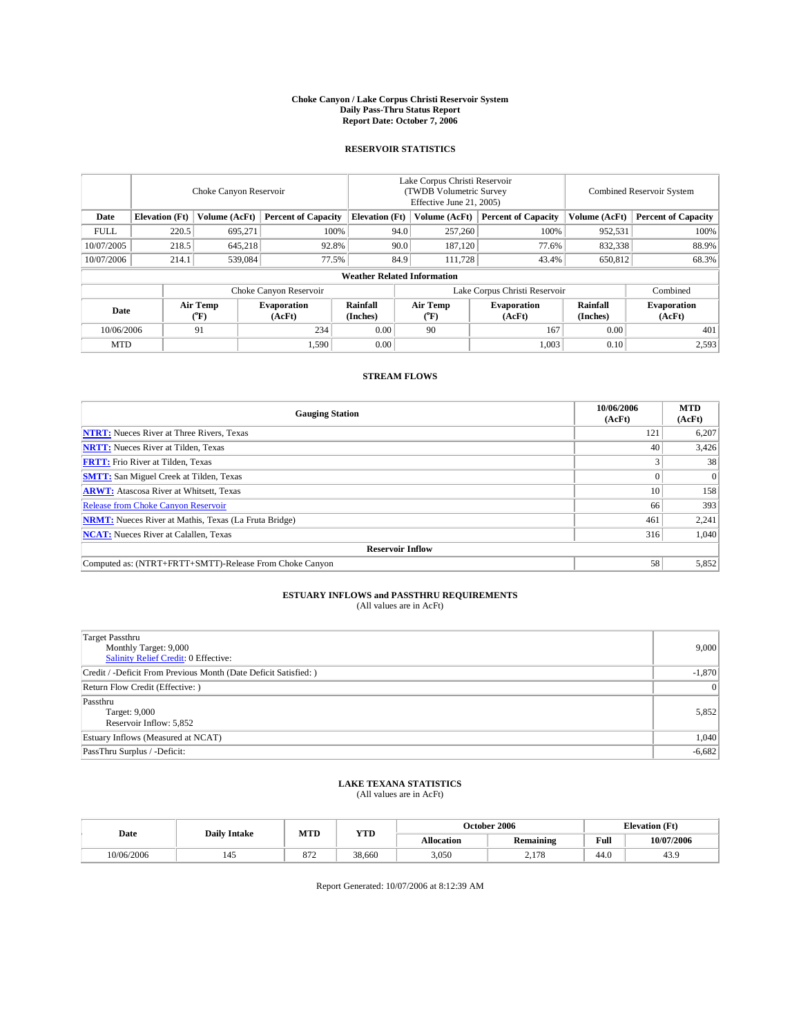# Choke Canyon / Lake Corpus Christi Reservoir System
## Daily Pass-Thru Status Report
## Report Date: October 7, 2006

### RESERVOIR STATISTICS

| | Choke Canyon Reservoir | | | Lake Corpus Christi Reservoir (TWDB Volumetric Survey Effective June 21, 2005) | | | Combined Reservoir System | |
|---|---|---|---|---|---|---|---|---|
| Date | Elevation (Ft) | Volume (AcFt) | Percent of Capacity | Elevation (Ft) | Volume (AcFt) | Percent of Capacity | Volume (AcFt) | Percent of Capacity |
| FULL | 220.5 | 695,271 | 100% | 94.0 | 257,260 | 100% | 952,531 | 100% |
| 10/07/2005 | 218.5 | 645,218 | 92.8% | 90.0 | 187,120 | 77.6% | 832,338 | 88.9% |
| 10/07/2006 | 214.1 | 539,084 | 77.5% | 84.9 | 111,728 | 43.4% | 650,812 | 68.3% |

**Weather Related Information**

| | Choke Canyon Reservoir | | | Lake Corpus Christi Reservoir | | | Combined |
|---|---|---|---|---|---|---|---|
| Date | Air Temp (°F) | Evaporation (AcFt) | Rainfall (Inches) | Air Temp (°F) | Evaporation (AcFt) | Rainfall (Inches) | Evaporation (AcFt) |
| 10/06/2006 | 91 | 234 | 0.00 | 90 | 167 | 0.00 | 401 |
| MTD | | 1,590 | 0.00 | | 1,003 | 0.10 | 2,593 |

### STREAM FLOWS

| Gauging Station | 10/06/2006 (AcFt) | MTD (AcFt) |
|---|---|---|
| **NTRT:** Nueces River at Three Rivers, Texas | 121 | 6,207 |
| **NRTT:** Nueces River at Tilden, Texas | 40 | 3,426 |
| **FRTT:** Frio River at Tilden, Texas | 3 | 38 |
| **SMTT:** San Miguel Creek at Tilden, Texas | 0 | 0 |
| **ARWT:** Atascosa River at Whitsett, Texas | 10 | 158 |
| Release from Choke Canyon Reservoir | 66 | 393 |
| **NRMT:** Nueces River at Mathis, Texas (La Fruta Bridge) | 461 | 2,241 |
| **NCAT:** Nueces River at Calallen, Texas | 316 | 1,040 |
| **Reservoir Inflow** | | |
| Computed as: (NTRT+FRTT+SMTT)-Release From Choke Canyon | 58 | 5,852 |

### ESTUARY INFLOWS and PASSTHRU REQUIREMENTS
(All values are in AcFt)

| | |
|---|---|
| Target Passthru<br>Monthly Target: 9,000<br>Salinity Relief Credit: 0 Effective: | 9,000 |
| Credit / -Deficit From Previous Month (Date Deficit Satisfied: ) | -1,870 |
| Return Flow Credit (Effective: ) | 0 |
| Passthru<br>Target: 9,000<br>Reservoir Inflow: 5,852 | 5,852 |
| Estuary Inflows (Measured at NCAT) | 1,040 |
| PassThru Surplus / -Deficit: | -6,682 |

### LAKE TEXANA STATISTICS
(All values are in AcFt)

| Date | Daily Intake | MTD | YTD | October 2006 | | Elevation (Ft) | |
|---|---|---|---|---|---|---|---|
| | | | | Allocation | Remaining | Full | 10/07/2006 |
| 10/06/2006 | 145 | 872 | 38,660 | 3,050 | 2,178 | 44.0 | 43.9 |

Report Generated: 10/07/2006 at 8:12:39 AM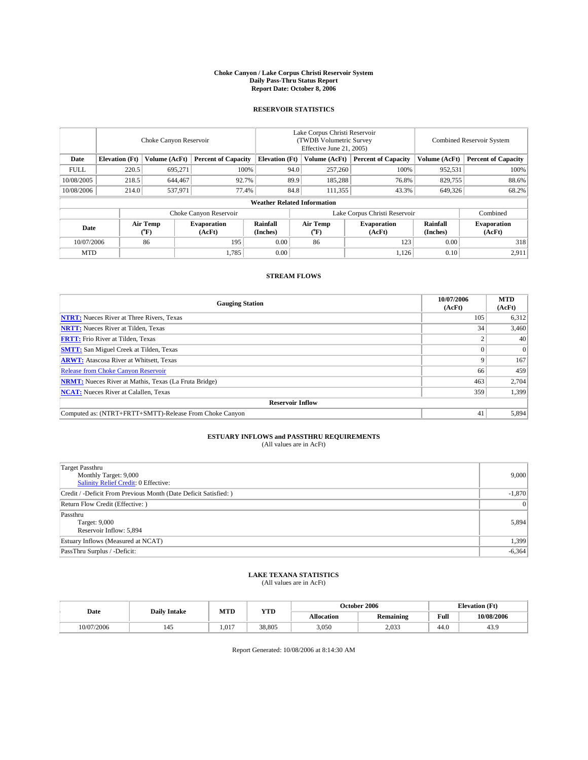# Choke Canyon / Lake Corpus Christi Reservoir System
## Daily Pass-Thru Status Report
### Report Date: October 8, 2006

## RESERVOIR STATISTICS

| | Choke Canyon Reservoir | | | Lake Corpus Christi Reservoir (TWDB Volumetric Survey Effective June 21, 2005) | | | Combined Reservoir System | |
|---|---|---|---|---|---|---|---|---|
| Date | Elevation (Ft) | Volume (AcFt) | Percent of Capacity | Elevation (Ft) | Volume (AcFt) | Percent of Capacity | Volume (AcFt) | Percent of Capacity |
| FULL | 220.5 | 695,271 | 100% | 94.0 | 257,260 | 100% | 952,531 | 100% |
| 10/08/2005 | 218.5 | 644,467 | 92.7% | 89.9 | 185,288 | 76.8% | 829,755 | 88.6% |
| 10/08/2006 | 214.0 | 537,971 | 77.4% | 84.8 | 111,355 | 43.3% | 649,326 | 68.2% |

**Weather Related Information**

| | Choke Canyon Reservoir | | | Lake Corpus Christi Reservoir | | | Combined |
|---|---|---|---|---|---|---|---|
| Date | Air Temp (°F) | Evaporation (AcFt) | Rainfall (Inches) | Air Temp (°F) | Evaporation (AcFt) | Rainfall (Inches) | Evaporation (AcFt) |
| 10/07/2006 | 86 | 195 | 0.00 | 86 | 123 | 0.00 | 318 |
| MTD | | 1,785 | 0.00 | | 1,126 | 0.10 | 2,911 |

## STREAM FLOWS

| Gauging Station | 10/07/2006 (AcFt) | MTD (AcFt) |
|---|---|---|
| **NTRT:** Nueces River at Three Rivers, Texas | 105 | 6,312 |
| **NRTT:** Nueces River at Tilden, Texas | 34 | 3,460 |
| **FRTT:** Frio River at Tilden, Texas | 2 | 40 |
| **SMTT:** San Miguel Creek at Tilden, Texas | 0 | 0 |
| **ARWT:** Atascosa River at Whitsett, Texas | 9 | 167 |
| Release from Choke Canyon Reservoir | 66 | 459 |
| **NRMT:** Nueces River at Mathis, Texas (La Fruta Bridge) | 463 | 2,704 |
| **NCAT:** Nueces River at Calallen, Texas | 359 | 1,399 |
| **Reservoir Inflow** | | |
| Computed as: (NTRT+FRTT+SMTT)-Release From Choke Canyon | 41 | 5,894 |

## ESTUARY INFLOWS and PASSTHRU REQUIREMENTS
(All values are in AcFt)

| | |
|---|---|
| Target Passthru<br>Monthly Target: 9,000<br>Salinity Relief Credit: 0 Effective: | 9,000 |
| Credit / -Deficit From Previous Month (Date Deficit Satisfied: ) | -1,870 |
| Return Flow Credit (Effective: ) | 0 |
| Passthru<br>Target: 9,000<br>Reservoir Inflow: 5,894 | 5,894 |
| Estuary Inflows (Measured at NCAT) | 1,399 |
| PassThru Surplus / -Deficit: | -6,364 |

## LAKE TEXANA STATISTICS
(All values are in AcFt)

| Date | Daily Intake | MTD | YTD | October 2006 | | Elevation (Ft) | |
|---|---|---|---|---|---|---|---|
| | | | | Allocation | Remaining | Full | 10/08/2006 |
| 10/07/2006 | 145 | 1,017 | 38,805 | 3,050 | 2,033 | 44.0 | 43.9 |

Report Generated: 10/08/2006 at 8:14:30 AM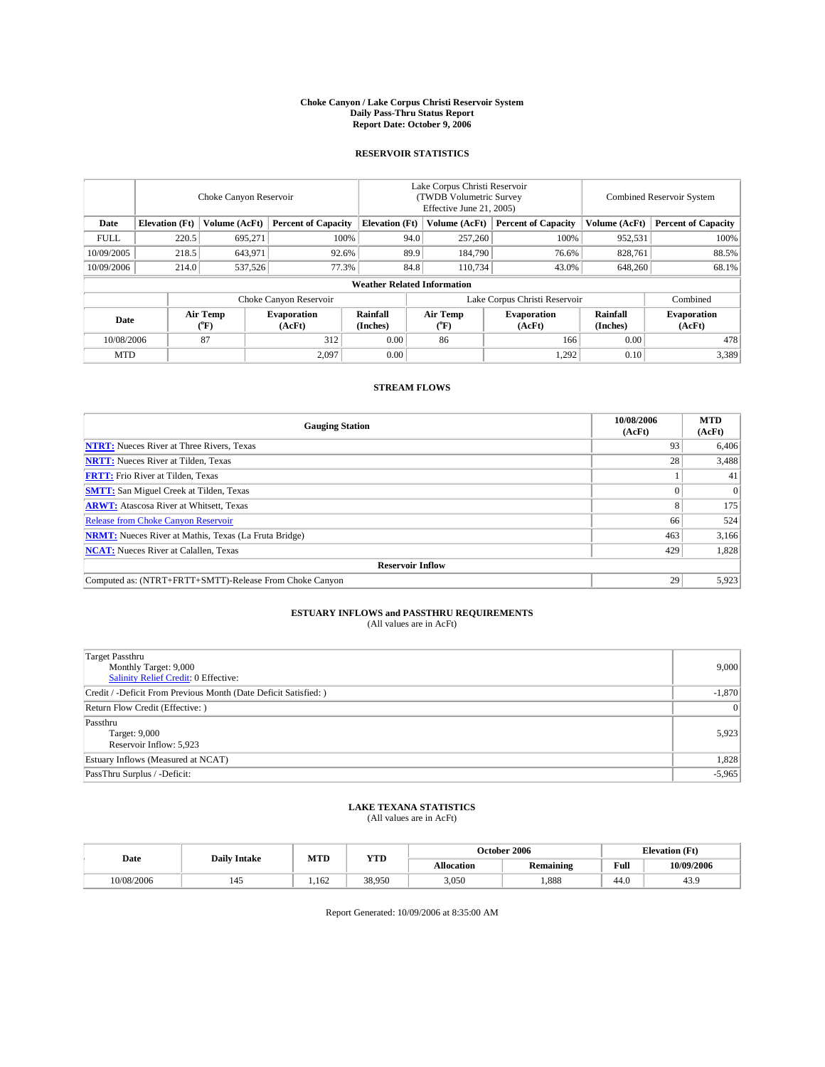# Choke Canyon / Lake Corpus Christi Reservoir System
## Daily Pass-Thru Status Report
### Report Date: October 9, 2006

## RESERVOIR STATISTICS

| Date | Choke Canyon Reservoir | | | Lake Corpus Christi Reservoir (TWDB Volumetric Survey Effective June 21, 2005) | | | Combined Reservoir System | |
|---|---|---|---|---|---|---|---|---|
| | Elevation (Ft) | Volume (AcFt) | Percent of Capacity | Elevation (Ft) | Volume (AcFt) | Percent of Capacity | Volume (AcFt) | Percent of Capacity |
| FULL | 220.5 | 695,271 | 100% | 94.0 | 257,260 | 100% | 952,531 | 100% |
| 10/09/2005 | 218.5 | 643,971 | 92.6% | 89.9 | 184,790 | 76.6% | 828,761 | 88.5% |
| 10/09/2006 | 214.0 | 537,526 | 77.3% | 84.8 | 110,734 | 43.0% | 648,260 | 68.1% |

**Weather Related Information**

| Date | Choke Canyon Reservoir | | | Lake Corpus Christi Reservoir | | | Combined |
|---|---|---|---|---|---|---|---|
| | Air Temp (°F) | Evaporation (AcFt) | Rainfall (Inches) | Air Temp (°F) | Evaporation (AcFt) | Rainfall (Inches) | Evaporation (AcFt) |
| 10/08/2006 | 87 | 312 | 0.00 | 86 | 166 | 0.00 | 478 |
| MTD | | 2,097 | 0.00 | | 1,292 | 0.10 | 3,389 |

## STREAM FLOWS

| Gauging Station | 10/08/2006 (AcFt) | MTD (AcFt) |
|---|---|---|
| **NTRT:** Nueces River at Three Rivers, Texas | 93 | 6,406 |
| **NRTT:** Nueces River at Tilden, Texas | 28 | 3,488 |
| **FRTT:** Frio River at Tilden, Texas | 1 | 41 |
| **SMTT:** San Miguel Creek at Tilden, Texas | 0 | 0 |
| **ARWT:** Atascosa River at Whitsett, Texas | 8 | 175 |
| Release from Choke Canyon Reservoir | 66 | 524 |
| **NRMT:** Nueces River at Mathis, Texas (La Fruta Bridge) | 463 | 3,166 |
| **NCAT:** Nueces River at Calallen, Texas | 429 | 1,828 |
| **Reservoir Inflow** | | |
| Computed as: (NTRT+FRTT+SMTT)-Release From Choke Canyon | 29 | 5,923 |

## ESTUARY INFLOWS and PASSTHRU REQUIREMENTS
(All values are in AcFt)

| | |
|---|---|
| Target Passthru<br>Monthly Target: 9,000<br>Salinity Relief Credit: 0 Effective: | 9,000 |
| Credit / -Deficit From Previous Month (Date Deficit Satisfied: ) | -1,870 |
| Return Flow Credit (Effective: ) | 0 |
| Passthru<br>Target: 9,000<br>Reservoir Inflow: 5,923 | 5,923 |
| Estuary Inflows (Measured at NCAT) | 1,828 |
| PassThru Surplus / -Deficit: | -5,965 |

## LAKE TEXANA STATISTICS
(All values are in AcFt)

| Date | Daily Intake | MTD | YTD | October 2006 | | Elevation (Ft) | |
|---|---|---|---|---|---|---|---|
| | | | | Allocation | Remaining | Full | 10/09/2006 |
| 10/08/2006 | 145 | 1,162 | 38,950 | 3,050 | 1,888 | 44.0 | 43.9 |

Report Generated: 10/09/2006 at 8:35:00 AM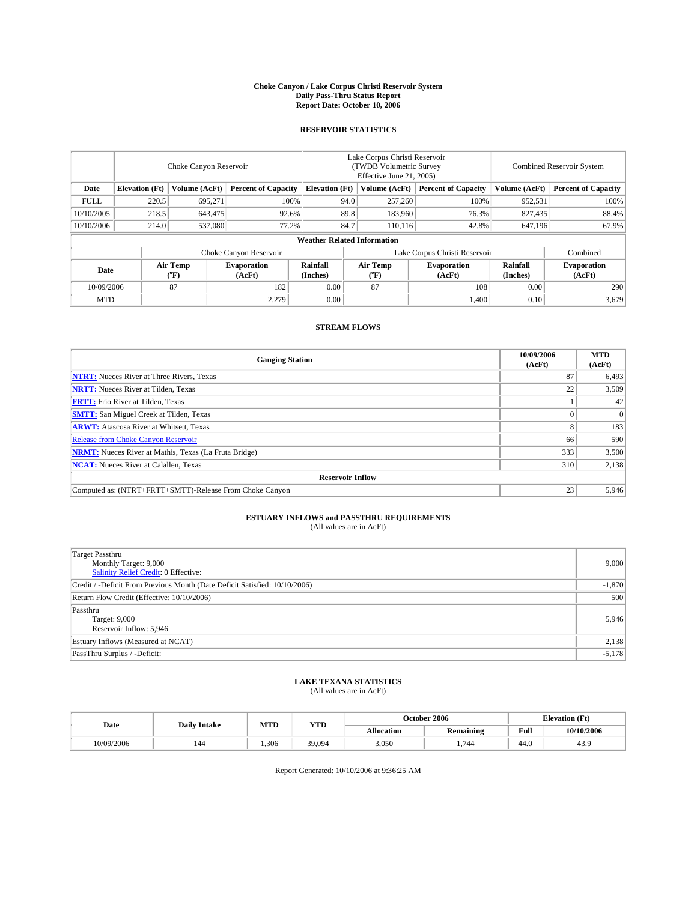# Choke Canyon / Lake Corpus Christi Reservoir System
## Daily Pass-Thru Status Report
### Report Date: October 10, 2006

### RESERVOIR STATISTICS

| | Choke Canyon Reservoir | | | Lake Corpus Christi Reservoir (TWDB Volumetric Survey Effective June 21, 2005) | | | Combined Reservoir System | |
|---|---|---|---|---|---|---|---|---|
| Date | Elevation (Ft) | Volume (AcFt) | Percent of Capacity | Elevation (Ft) | Volume (AcFt) | Percent of Capacity | Volume (AcFt) | Percent of Capacity |
| FULL | 220.5 | 695,271 | 100% | 94.0 | 257,260 | 100% | 952,531 | 100% |
| 10/10/2005 | 218.5 | 643,475 | 92.6% | 89.8 | 183,960 | 76.3% | 827,435 | 88.4% |
| 10/10/2006 | 214.0 | 537,080 | 77.2% | 84.7 | 110,116 | 42.8% | 647,196 | 67.9% |

**Weather Related Information**

| | Choke Canyon Reservoir | | | Lake Corpus Christi Reservoir | | | Combined |
|---|---|---|---|---|---|---|---|
| Date | Air Temp (°F) | Evaporation (AcFt) | Rainfall (Inches) | Air Temp (°F) | Evaporation (AcFt) | Rainfall (Inches) | Evaporation (AcFt) |
| 10/09/2006 | 87 | 182 | 0.00 | 87 | 108 | 0.00 | 290 |
| MTD | | 2,279 | 0.00 | | 1,400 | 0.10 | 3,679 |

### STREAM FLOWS

| Gauging Station | 10/09/2006 (AcFt) | MTD (AcFt) |
|---|---|---|
| **NTRT:** Nueces River at Three Rivers, Texas | 87 | 6,493 |
| **NRTT:** Nueces River at Tilden, Texas | 22 | 3,509 |
| **FRTT:** Frio River at Tilden, Texas | 1 | 42 |
| **SMTT:** San Miguel Creek at Tilden, Texas | 0 | 0 |
| **ARWT:** Atascosa River at Whitsett, Texas | 8 | 183 |
| Release from Choke Canyon Reservoir | 66 | 590 |
| **NRMT:** Nueces River at Mathis, Texas (La Fruta Bridge) | 333 | 3,500 |
| **NCAT:** Nueces River at Calallen, Texas | 310 | 2,138 |
| **Reservoir Inflow** | | |
| Computed as: (NTRT+FRTT+SMTT)-Release From Choke Canyon | 23 | 5,946 |

### ESTUARY INFLOWS and PASSTHRU REQUIREMENTS
(All values are in AcFt)

| | |
|---|---|
| Target Passthru<br>Monthly Target: 9,000<br>Salinity Relief Credit: 0 Effective: | 9,000 |
| Credit / -Deficit From Previous Month (Date Deficit Satisfied: 10/10/2006) | -1,870 |
| Return Flow Credit (Effective: 10/10/2006) | 500 |
| Passthru<br>Target: 9,000<br>Reservoir Inflow: 5,946 | 5,946 |
| Estuary Inflows (Measured at NCAT) | 2,138 |
| PassThru Surplus / -Deficit: | -5,178 |

### LAKE TEXANA STATISTICS
(All values are in AcFt)

| Date | Daily Intake | MTD | YTD | October 2006 | | Elevation (Ft) | |
|---|---|---|---|---|---|---|---|
| | | | | Allocation | Remaining | Full | 10/10/2006 |
| 10/09/2006 | 144 | 1,306 | 39,094 | 3,050 | 1,744 | 44.0 | 43.9 |

Report Generated: 10/10/2006 at 9:36:25 AM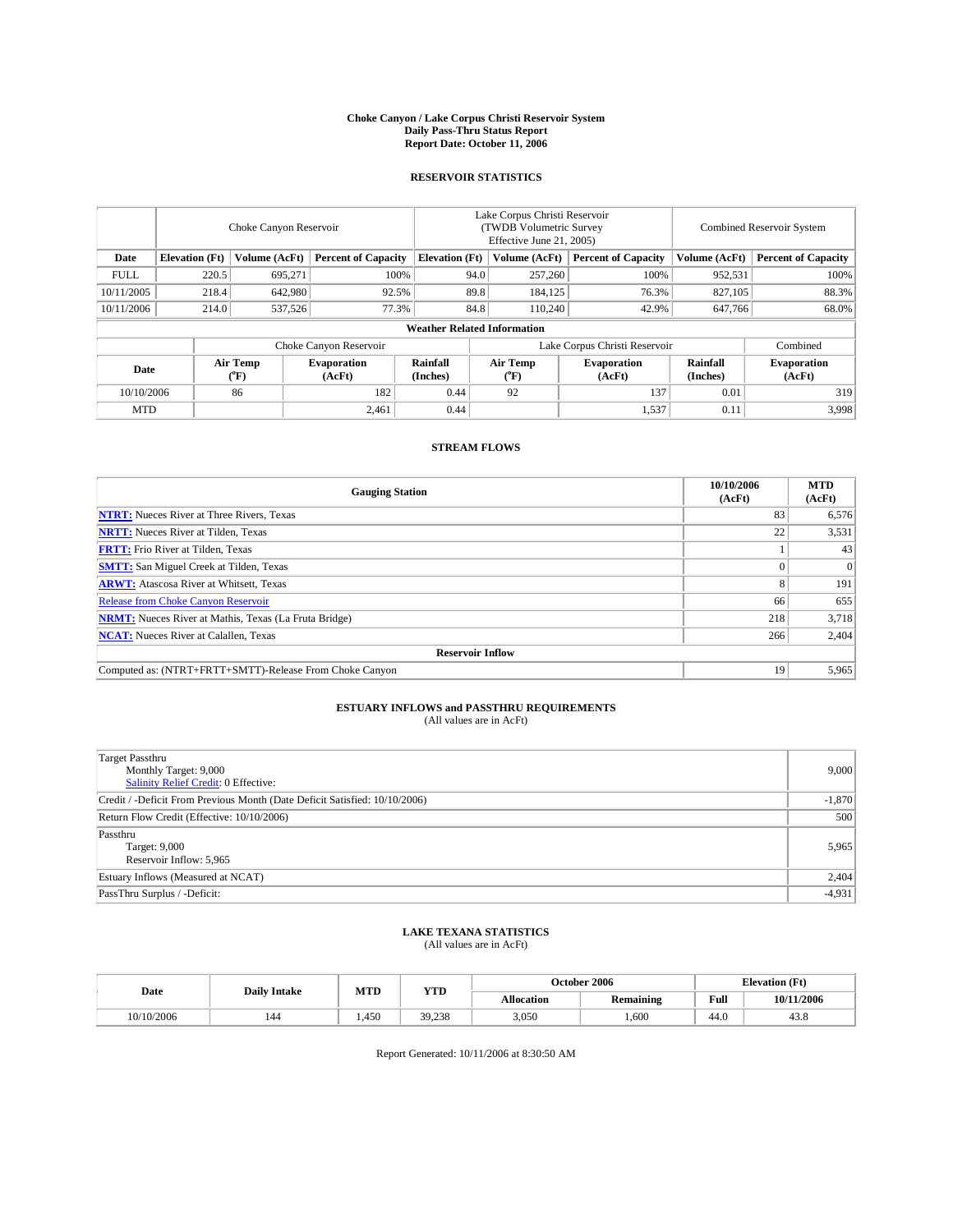# Choke Canyon / Lake Corpus Christi Reservoir System
## Daily Pass-Thru Status Report
### Report Date: October 11, 2006

## RESERVOIR STATISTICS

| | Choke Canyon Reservoir | | | Lake Corpus Christi Reservoir (TWDB Volumetric Survey Effective June 21, 2005) | | | Combined Reservoir System | |
|---|---|---|---|---|---|---|---|---|
| Date | Elevation (Ft) | Volume (AcFt) | Percent of Capacity | Elevation (Ft) | Volume (AcFt) | Percent of Capacity | Volume (AcFt) | Percent of Capacity |
| FULL | 220.5 | 695,271 | 100% | 94.0 | 257,260 | 100% | 952,531 | 100% |
| 10/11/2005 | 218.4 | 642,980 | 92.5% | 89.8 | 184,125 | 76.3% | 827,105 | 88.3% |
| 10/11/2006 | 214.0 | 537,526 | 77.3% | 84.8 | 110,240 | 42.9% | 647,766 | 68.0% |

**Weather Related Information**

| | Choke Canyon Reservoir | | | Lake Corpus Christi Reservoir | | | Combined |
|---|---|---|---|---|---|---|---|
| Date | Air Temp (°F) | Evaporation (AcFt) | Rainfall (Inches) | Air Temp (°F) | Evaporation (AcFt) | Rainfall (Inches) | Evaporation (AcFt) |
| 10/10/2006 | 86 | 182 | 0.44 | 92 | 137 | 0.01 | 319 |
| MTD | | 2,461 | 0.44 | | 1,537 | 0.11 | 3,998 |

## STREAM FLOWS

| Gauging Station | 10/10/2006 (AcFt) | MTD (AcFt) |
|---|---|---|
| **NTRT:** Nueces River at Three Rivers, Texas | 83 | 6,576 |
| **NRTT:** Nueces River at Tilden, Texas | 22 | 3,531 |
| **FRTT:** Frio River at Tilden, Texas | 1 | 43 |
| **SMTT:** San Miguel Creek at Tilden, Texas | 0 | 0 |
| **ARWT:** Atascosa River at Whitsett, Texas | 8 | 191 |
| Release from Choke Canyon Reservoir | 66 | 655 |
| **NRMT:** Nueces River at Mathis, Texas (La Fruta Bridge) | 218 | 3,718 |
| **NCAT:** Nueces River at Calallen, Texas | 266 | 2,404 |
| **Reservoir Inflow** | | |
| Computed as: (NTRT+FRTT+SMTT)-Release From Choke Canyon | 19 | 5,965 |

## ESTUARY INFLOWS and PASSTHRU REQUIREMENTS
(All values are in AcFt)

| | |
|---|---|
| Target Passthru<br>Monthly Target: 9,000<br>Salinity Relief Credit: 0 Effective: | 9,000 |
| Credit / -Deficit From Previous Month (Date Deficit Satisfied: 10/10/2006) | -1,870 |
| Return Flow Credit (Effective: 10/10/2006) | 500 |
| Passthru<br>Target: 9,000<br>Reservoir Inflow: 5,965 | 5,965 |
| Estuary Inflows (Measured at NCAT) | 2,404 |
| PassThru Surplus / -Deficit: | -4,931 |

## LAKE TEXANA STATISTICS
(All values are in AcFt)

| Date | Daily Intake | MTD | YTD | October 2006 | | Elevation (Ft) | |
|---|---|---|---|---|---|---|---|
| | | | | Allocation | Remaining | Full | 10/11/2006 |
| 10/10/2006 | 144 | 1,450 | 39,238 | 3,050 | 1,600 | 44.0 | 43.8 |

Report Generated: 10/11/2006 at 8:30:50 AM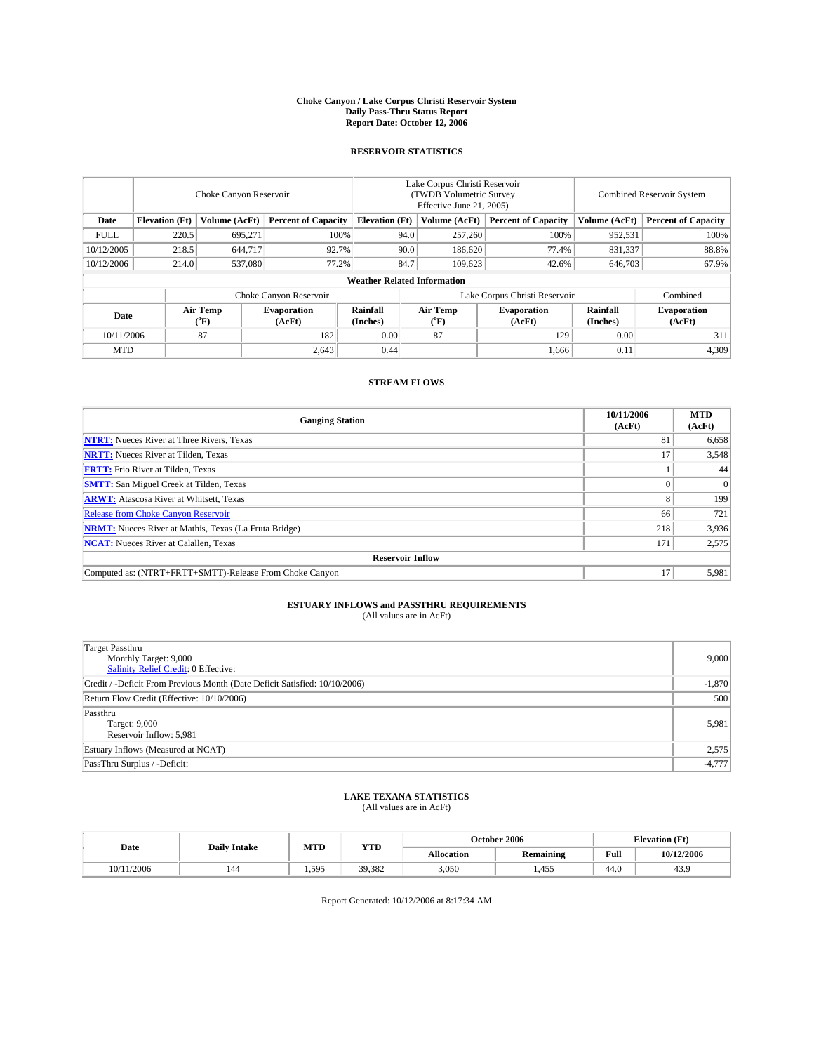# Choke Canyon / Lake Corpus Christi Reservoir System
## Daily Pass-Thru Status Report
### Report Date: October 12, 2006

## RESERVOIR STATISTICS

| | Choke Canyon Reservoir | | | Lake Corpus Christi Reservoir (TWDB Volumetric Survey Effective June 21, 2005) | | | Combined Reservoir System | |
|---|---|---|---|---|---|---|---|---|
| Date | Elevation (Ft) | Volume (AcFt) | Percent of Capacity | Elevation (Ft) | Volume (AcFt) | Percent of Capacity | Volume (AcFt) | Percent of Capacity |
| FULL | 220.5 | 695,271 | 100% | 94.0 | 257,260 | 100% | 952,531 | 100% |
| 10/12/2005 | 218.5 | 644,717 | 92.7% | 90.0 | 186,620 | 77.4% | 831,337 | 88.8% |
| 10/12/2006 | 214.0 | 537,080 | 77.2% | 84.7 | 109,623 | 42.6% | 646,703 | 67.9% |

**Weather Related Information**

| | Choke Canyon Reservoir | | | Lake Corpus Christi Reservoir | | | Combined |
|---|---|---|---|---|---|---|---|
| Date | Air Temp (°F) | Evaporation (AcFt) | Rainfall (Inches) | Air Temp (°F) | Evaporation (AcFt) | Rainfall (Inches) | Evaporation (AcFt) |
| 10/11/2006 | 87 | 182 | 0.00 | 87 | 129 | 0.00 | 311 |
| MTD | | 2,643 | 0.44 | | 1,666 | 0.11 | 4,309 |

## STREAM FLOWS

| Gauging Station | 10/11/2006 (AcFt) | MTD (AcFt) |
|---|---|---|
| **NTRT:** Nueces River at Three Rivers, Texas | 81 | 6,658 |
| **NRTT:** Nueces River at Tilden, Texas | 17 | 3,548 |
| **FRTT:** Frio River at Tilden, Texas | 1 | 44 |
| **SMTT:** San Miguel Creek at Tilden, Texas | 0 | 0 |
| **ARWT:** Atascosa River at Whitsett, Texas | 8 | 199 |
| Release from Choke Canyon Reservoir | 66 | 721 |
| **NRMT:** Nueces River at Mathis, Texas (La Fruta Bridge) | 218 | 3,936 |
| **NCAT:** Nueces River at Calallen, Texas | 171 | 2,575 |
| **Reservoir Inflow** | | |
| Computed as: (NTRT+FRTT+SMTT)-Release From Choke Canyon | 17 | 5,981 |

## ESTUARY INFLOWS and PASSTHRU REQUIREMENTS
(All values are in AcFt)

| | |
|---|---|
| Target Passthru<br>Monthly Target: 9,000<br>Salinity Relief Credit: 0 Effective: | 9,000 |
| Credit / -Deficit From Previous Month (Date Deficit Satisfied: 10/10/2006) | -1,870 |
| Return Flow Credit (Effective: 10/10/2006) | 500 |
| Passthru<br>Target: 9,000<br>Reservoir Inflow: 5,981 | 5,981 |
| Estuary Inflows (Measured at NCAT) | 2,575 |
| PassThru Surplus / -Deficit: | -4,777 |

## LAKE TEXANA STATISTICS
(All values are in AcFt)

| Date | Daily Intake | MTD | YTD | October 2006 | | Elevation (Ft) | |
|---|---|---|---|---|---|---|---|
| | | | | Allocation | Remaining | Full | 10/12/2006 |
| 10/11/2006 | 144 | 1,595 | 39,382 | 3,050 | 1,455 | 44.0 | 43.9 |

Report Generated: 10/12/2006 at 8:17:34 AM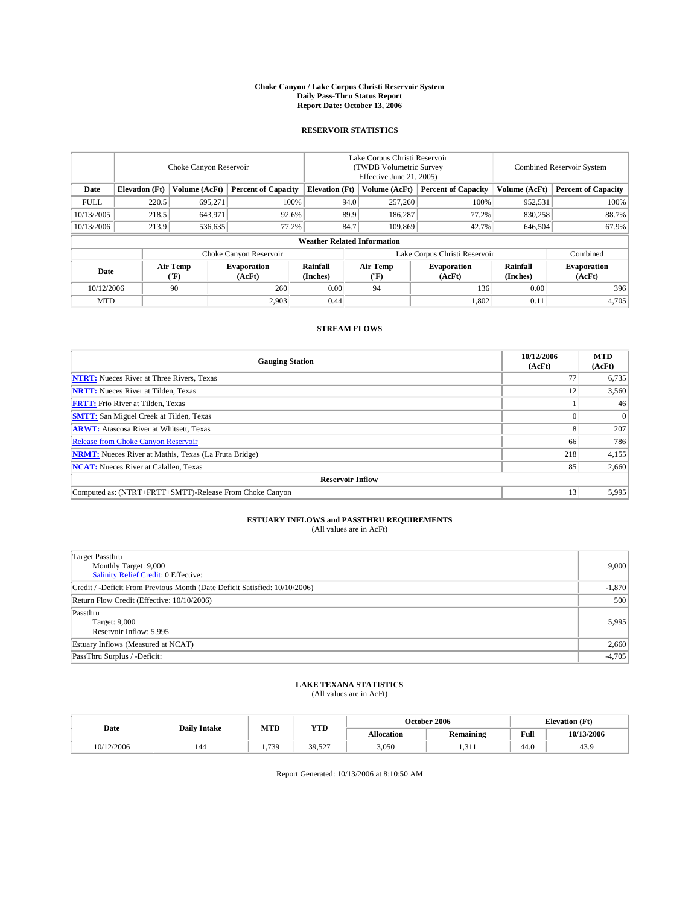# Choke Canyon / Lake Corpus Christi Reservoir System
## Daily Pass-Thru Status Report
## Report Date: October 13, 2006

### RESERVOIR STATISTICS

| | Choke Canyon Reservoir | | | Lake Corpus Christi Reservoir (TWDB Volumetric Survey Effective June 21, 2005) | | | Combined Reservoir System | |
|---|---|---|---|---|---|---|---|---|
| Date | Elevation (Ft) | Volume (AcFt) | Percent of Capacity | Elevation (Ft) | Volume (AcFt) | Percent of Capacity | Volume (AcFt) | Percent of Capacity |
| FULL | 220.5 | 695,271 | 100% | 94.0 | 257,260 | 100% | 952,531 | 100% |
| 10/13/2005 | 218.5 | 643,971 | 92.6% | 89.9 | 186,287 | 77.2% | 830,258 | 88.7% |
| 10/13/2006 | 213.9 | 536,635 | 77.2% | 84.7 | 109,869 | 42.7% | 646,504 | 67.9% |

**Weather Related Information**

| | Choke Canyon Reservoir | | | Lake Corpus Christi Reservoir | | | Combined |
|---|---|---|---|---|---|---|---|
| Date | Air Temp (°F) | Evaporation (AcFt) | Rainfall (Inches) | Air Temp (°F) | Evaporation (AcFt) | Rainfall (Inches) | Evaporation (AcFt) |
| 10/12/2006 | 90 | 260 | 0.00 | 94 | 136 | 0.00 | 396 |
| MTD | | 2,903 | 0.44 | | 1,802 | 0.11 | 4,705 |

### STREAM FLOWS

| Gauging Station | 10/12/2006 (AcFt) | MTD (AcFt) |
|---|---|---|
| NTRT: Nueces River at Three Rivers, Texas | 77 | 6,735 |
| NRTT: Nueces River at Tilden, Texas | 12 | 3,560 |
| FRTT: Frio River at Tilden, Texas | 1 | 46 |
| SMTT: San Miguel Creek at Tilden, Texas | 0 | 0 |
| ARWT: Atascosa River at Whitsett, Texas | 8 | 207 |
| Release from Choke Canyon Reservoir | 66 | 786 |
| NRMT: Nueces River at Mathis, Texas (La Fruta Bridge) | 218 | 4,155 |
| NCAT: Nueces River at Calallen, Texas | 85 | 2,660 |
| **Reservoir Inflow** | | |
| Computed as: (NTRT+FRTT+SMTT)-Release From Choke Canyon | 13 | 5,995 |

### ESTUARY INFLOWS and PASSTHRU REQUIREMENTS
(All values are in AcFt)

| | |
|---|---|
| Target Passthru<br>Monthly Target: 9,000<br>Salinity Relief Credit: 0 Effective: | 9,000 |
| Credit / -Deficit From Previous Month (Date Deficit Satisfied: 10/10/2006) | -1,870 |
| Return Flow Credit (Effective: 10/10/2006) | 500 |
| Passthru<br>Target: 9,000<br>Reservoir Inflow: 5,995 | 5,995 |
| Estuary Inflows (Measured at NCAT) | 2,660 |
| PassThru Surplus / -Deficit: | -4,705 |

### LAKE TEXANA STATISTICS
(All values are in AcFt)

| Date | Daily Intake | MTD | YTD | October 2006 | | Elevation (Ft) | |
|---|---|---|---|---|---|---|---|
| | | | | Allocation | Remaining | Full | 10/13/2006 |
| 10/12/2006 | 144 | 1,739 | 39,527 | 3,050 | 1,311 | 44.0 | 43.9 |

Report Generated: 10/13/2006 at 8:10:50 AM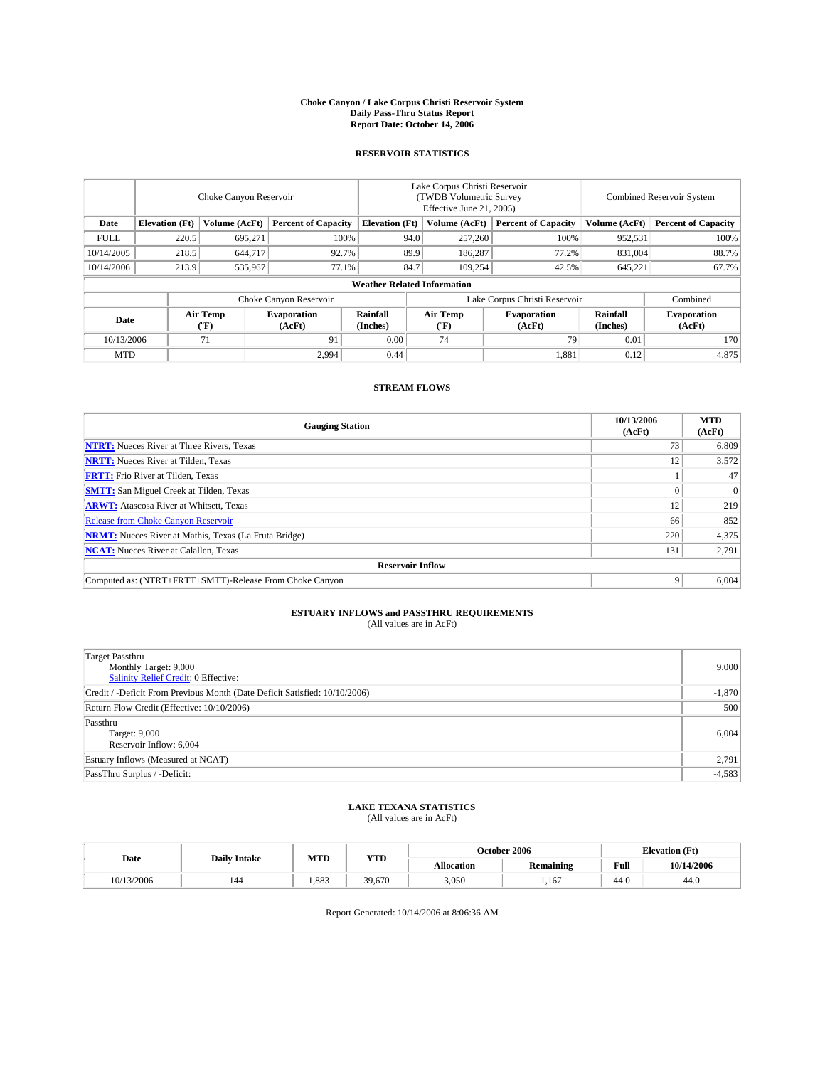# Choke Canyon / Lake Corpus Christi Reservoir System
# Daily Pass-Thru Status Report
# Report Date: October 14, 2006

## RESERVOIR STATISTICS

| | Choke Canyon Reservoir | | | Lake Corpus Christi Reservoir (TWDB Volumetric Survey Effective June 21, 2005) | | | Combined Reservoir System | |
|---|---|---|---|---|---|---|---|---|
| Date | Elevation (Ft) | Volume (AcFt) | Percent of Capacity | Elevation (Ft) | Volume (AcFt) | Percent of Capacity | Volume (AcFt) | Percent of Capacity |
| FULL | 220.5 | 695,271 | 100% | 94.0 | 257,260 | 100% | 952,531 | 100% |
| 10/14/2005 | 218.5 | 644,717 | 92.7% | 89.9 | 186,287 | 77.2% | 831,004 | 88.7% |
| 10/14/2006 | 213.9 | 535,967 | 77.1% | 84.7 | 109,254 | 42.5% | 645,221 | 67.7% |

**Weather Related Information**

| | Choke Canyon Reservoir | | | Lake Corpus Christi Reservoir | | | Combined |
|---|---|---|---|---|---|---|---|
| Date | Air Temp (°F) | Evaporation (AcFt) | Rainfall (Inches) | Air Temp (°F) | Evaporation (AcFt) | Rainfall (Inches) | Evaporation (AcFt) |
| 10/13/2006 | 71 | 91 | 0.00 | 74 | 79 | 0.01 | 170 |
| MTD | | 2,994 | 0.44 | | 1,881 | 0.12 | 4,875 |

## STREAM FLOWS

| Gauging Station | 10/13/2006 (AcFt) | MTD (AcFt) |
|---|---|---|
| **NTRT:** Nueces River at Three Rivers, Texas | 73 | 6,809 |
| **NRTT:** Nueces River at Tilden, Texas | 12 | 3,572 |
| **FRTT:** Frio River at Tilden, Texas | 1 | 47 |
| **SMTT:** San Miguel Creek at Tilden, Texas | 0 | 0 |
| **ARWT:** Atascosa River at Whitsett, Texas | 12 | 219 |
| Release from Choke Canyon Reservoir | 66 | 852 |
| **NRMT:** Nueces River at Mathis, Texas (La Fruta Bridge) | 220 | 4,375 |
| **NCAT:** Nueces River at Calallen, Texas | 131 | 2,791 |
| **Reservoir Inflow** | | |
| Computed as: (NTRT+FRTT+SMTT)-Release From Choke Canyon | 9 | 6,004 |

## ESTUARY INFLOWS and PASSTHRU REQUIREMENTS
(All values are in AcFt)

| | |
|---|---|
| Target Passthru<br>Monthly Target: 9,000<br>Salinity Relief Credit: 0 Effective: | 9,000 |
| Credit / -Deficit From Previous Month (Date Deficit Satisfied: 10/10/2006) | -1,870 |
| Return Flow Credit (Effective: 10/10/2006) | 500 |
| Passthru<br>Target: 9,000<br>Reservoir Inflow: 6,004 | 6,004 |
| Estuary Inflows (Measured at NCAT) | 2,791 |
| PassThru Surplus / -Deficit: | -4,583 |

## LAKE TEXANA STATISTICS
(All values are in AcFt)

| Date | Daily Intake | MTD | YTD | October 2006 | | Elevation (Ft) | |
|---|---|---|---|---|---|---|---|
| | | | | Allocation | Remaining | Full | 10/14/2006 |
| 10/13/2006 | 144 | 1,883 | 39,670 | 3,050 | 1,167 | 44.0 | 44.0 |

Report Generated: 10/14/2006 at 8:06:36 AM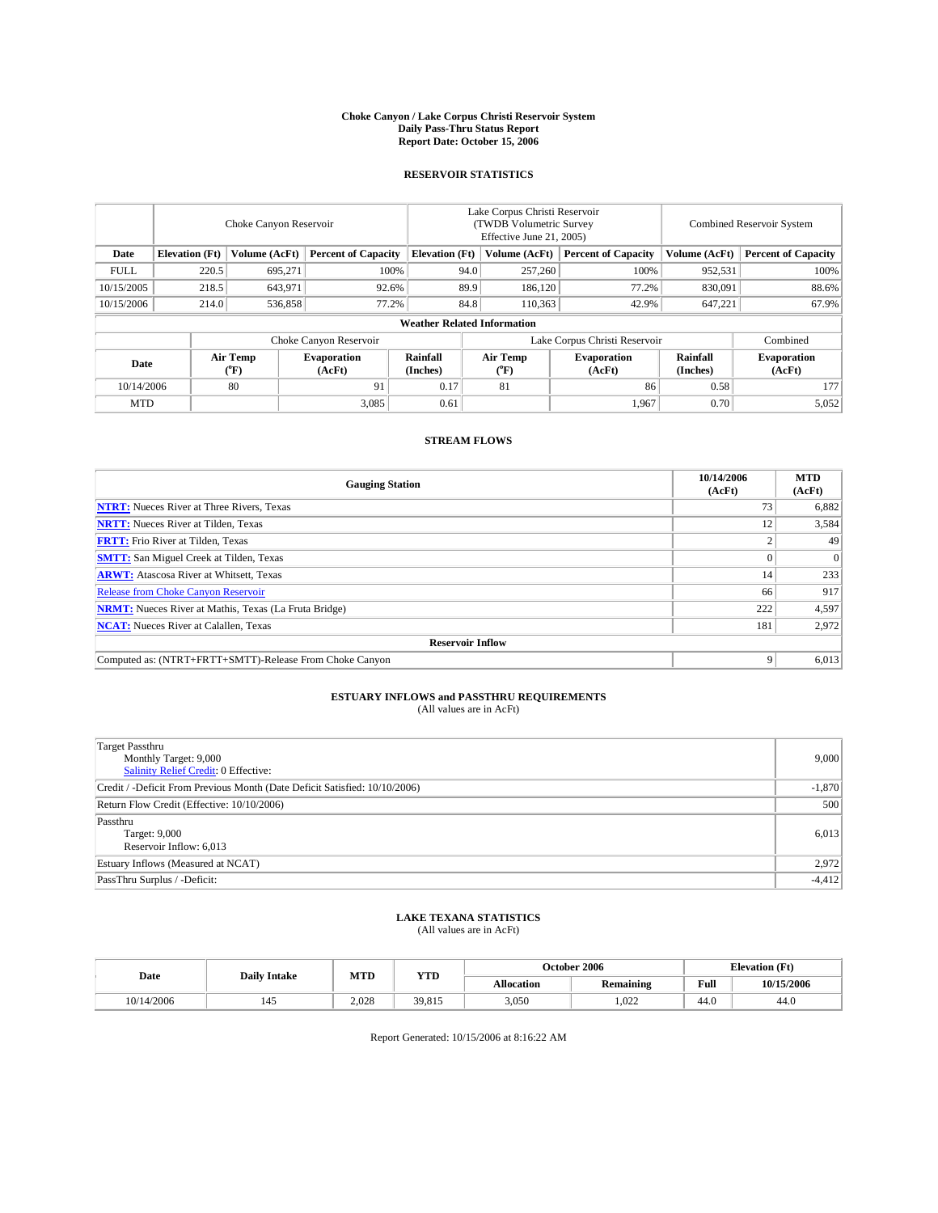# Choke Canyon / Lake Corpus Christi Reservoir System
## Daily Pass-Thru Status Report
### Report Date: October 15, 2006

## RESERVOIR STATISTICS

| | Choke Canyon Reservoir | | | Lake Corpus Christi Reservoir (TWDB Volumetric Survey Effective June 21, 2005) | | | Combined Reservoir System | |
|---|---|---|---|---|---|---|---|---|
| Date | Elevation (Ft) | Volume (AcFt) | Percent of Capacity | Elevation (Ft) | Volume (AcFt) | Percent of Capacity | Volume (AcFt) | Percent of Capacity |
| FULL | 220.5 | 695,271 | 100% | 94.0 | 257,260 | 100% | 952,531 | 100% |
| 10/15/2005 | 218.5 | 643,971 | 92.6% | 89.9 | 186,120 | 77.2% | 830,091 | 88.6% |
| 10/15/2006 | 214.0 | 536,858 | 77.2% | 84.8 | 110,363 | 42.9% | 647,221 | 67.9% |

**Weather Related Information**

| | Choke Canyon Reservoir | | | Lake Corpus Christi Reservoir | | | Combined |
|---|---|---|---|---|---|---|---|
| Date | Air Temp (°F) | Evaporation (AcFt) | Rainfall (Inches) | Air Temp (°F) | Evaporation (AcFt) | Rainfall (Inches) | Evaporation (AcFt) |
| 10/14/2006 | 80 | 91 | 0.17 | 81 | 86 | 0.58 | 177 |
| MTD | | 3,085 | 0.61 | | 1,967 | 0.70 | 5,052 |

## STREAM FLOWS

| Gauging Station | 10/14/2006 (AcFt) | MTD (AcFt) |
|---|---|---|
| **NTRT:** Nueces River at Three Rivers, Texas | 73 | 6,882 |
| **NRTT:** Nueces River at Tilden, Texas | 12 | 3,584 |
| **FRTT:** Frio River at Tilden, Texas | 2 | 49 |
| **SMTT:** San Miguel Creek at Tilden, Texas | 0 | 0 |
| **ARWT:** Atascosa River at Whitsett, Texas | 14 | 233 |
| Release from Choke Canyon Reservoir | 66 | 917 |
| **NRMT:** Nueces River at Mathis, Texas (La Fruta Bridge) | 222 | 4,597 |
| **NCAT:** Nueces River at Calallen, Texas | 181 | 2,972 |
| **Reservoir Inflow** | | |
| Computed as: (NTRT+FRTT+SMTT)-Release From Choke Canyon | 9 | 6,013 |

## ESTUARY INFLOWS and PASSTHRU REQUIREMENTS
(All values are in AcFt)

| | |
|---|---|
| Target Passthru<br>Monthly Target: 9,000<br>Salinity Relief Credit: 0 Effective: | 9,000 |
| Credit / -Deficit From Previous Month (Date Deficit Satisfied: 10/10/2006) | -1,870 |
| Return Flow Credit (Effective: 10/10/2006) | 500 |
| Passthru<br>Target: 9,000<br>Reservoir Inflow: 6,013 | 6,013 |
| Estuary Inflows (Measured at NCAT) | 2,972 |
| PassThru Surplus / -Deficit: | -4,412 |

## LAKE TEXANA STATISTICS
(All values are in AcFt)

| Date | Daily Intake | MTD | YTD | October 2006 | | Elevation (Ft) | |
|---|---|---|---|---|---|---|---|
| | | | | Allocation | Remaining | Full | 10/15/2006 |
| 10/14/2006 | 145 | 2,028 | 39,815 | 3,050 | 1,022 | 44.0 | 44.0 |

Report Generated: 10/15/2006 at 8:16:22 AM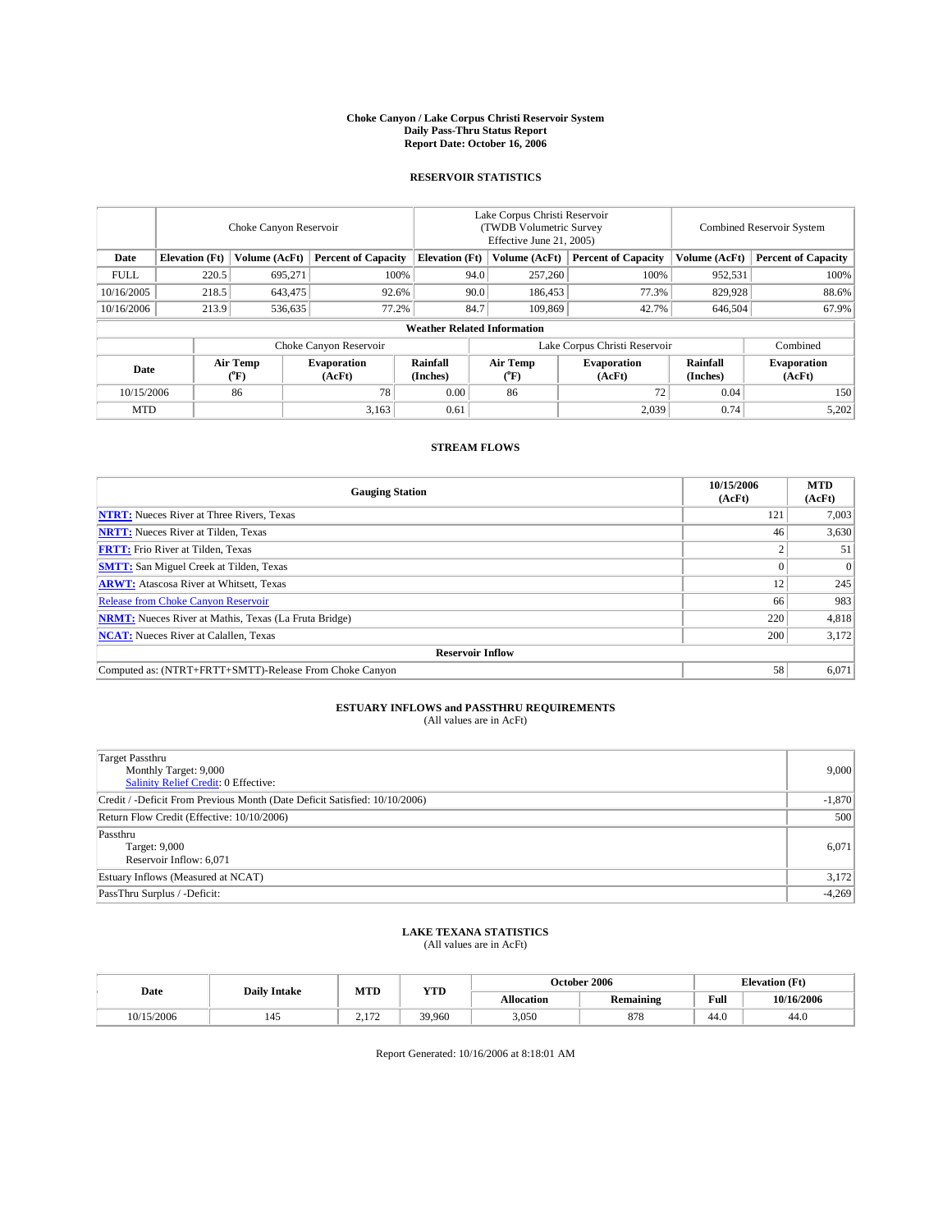# Choke Canyon / Lake Corpus Christi Reservoir System
## Daily Pass-Thru Status Report
### Report Date: October 16, 2006

## RESERVOIR STATISTICS

| | Choke Canyon Reservoir | | | Lake Corpus Christi Reservoir (TWDB Volumetric Survey Effective June 21, 2005) | | | Combined Reservoir System | |
|---|---|---|---|---|---|---|---|---|
| Date | Elevation (Ft) | Volume (AcFt) | Percent of Capacity | Elevation (Ft) | Volume (AcFt) | Percent of Capacity | Volume (AcFt) | Percent of Capacity |
| FULL | 220.5 | 695,271 | 100% | 94.0 | 257,260 | 100% | 952,531 | 100% |
| 10/16/2005 | 218.5 | 643,475 | 92.6% | 90.0 | 186,453 | 77.3% | 829,928 | 88.6% |
| 10/16/2006 | 213.9 | 536,635 | 77.2% | 84.7 | 109,869 | 42.7% | 646,504 | 67.9% |

**Weather Related Information**

| | Choke Canyon Reservoir | | | Lake Corpus Christi Reservoir | | | Combined |
|---|---|---|---|---|---|---|---|
| Date | Air Temp (°F) | Evaporation (AcFt) | Rainfall (Inches) | Air Temp (°F) | Evaporation (AcFt) | Rainfall (Inches) | Evaporation (AcFt) |
| 10/15/2006 | 86 | 78 | 0.00 | 86 | 72 | 0.04 | 150 |
| MTD | | 3,163 | 0.61 | | 2,039 | 0.74 | 5,202 |

## STREAM FLOWS

| Gauging Station | 10/15/2006 (AcFt) | MTD (AcFt) |
|---|---|---|
| **NTRT:** Nueces River at Three Rivers, Texas | 121 | 7,003 |
| **NRTT:** Nueces River at Tilden, Texas | 46 | 3,630 |
| **FRTT:** Frio River at Tilden, Texas | 2 | 51 |
| **SMTT:** San Miguel Creek at Tilden, Texas | 0 | 0 |
| **ARWT:** Atascosa River at Whitsett, Texas | 12 | 245 |
| Release from Choke Canyon Reservoir | 66 | 983 |
| **NRMT:** Nueces River at Mathis, Texas (La Fruta Bridge) | 220 | 4,818 |
| **NCAT:** Nueces River at Calallen, Texas | 200 | 3,172 |
| **Reservoir Inflow** | | |
| Computed as: (NTRT+FRTT+SMTT)-Release From Choke Canyon | 58 | 6,071 |

## ESTUARY INFLOWS and PASSTHRU REQUIREMENTS
(All values are in AcFt)

| | |
|---|---|
| Target Passthru<br>Monthly Target: 9,000<br>Salinity Relief Credit: 0 Effective: | 9,000 |
| Credit / -Deficit From Previous Month (Date Deficit Satisfied: 10/10/2006) | -1,870 |
| Return Flow Credit (Effective: 10/10/2006) | 500 |
| Passthru<br>Target: 9,000<br>Reservoir Inflow: 6,071 | 6,071 |
| Estuary Inflows (Measured at NCAT) | 3,172 |
| PassThru Surplus / -Deficit: | -4,269 |

## LAKE TEXANA STATISTICS
(All values are in AcFt)

| Date | Daily Intake | MTD | YTD | October 2006 | | Elevation (Ft) | |
|---|---|---|---|---|---|---|---|
| | | | | Allocation | Remaining | Full | 10/16/2006 |
| 10/15/2006 | 145 | 2,172 | 39,960 | 3,050 | 878 | 44.0 | 44.0 |

Report Generated: 10/16/2006 at 8:18:01 AM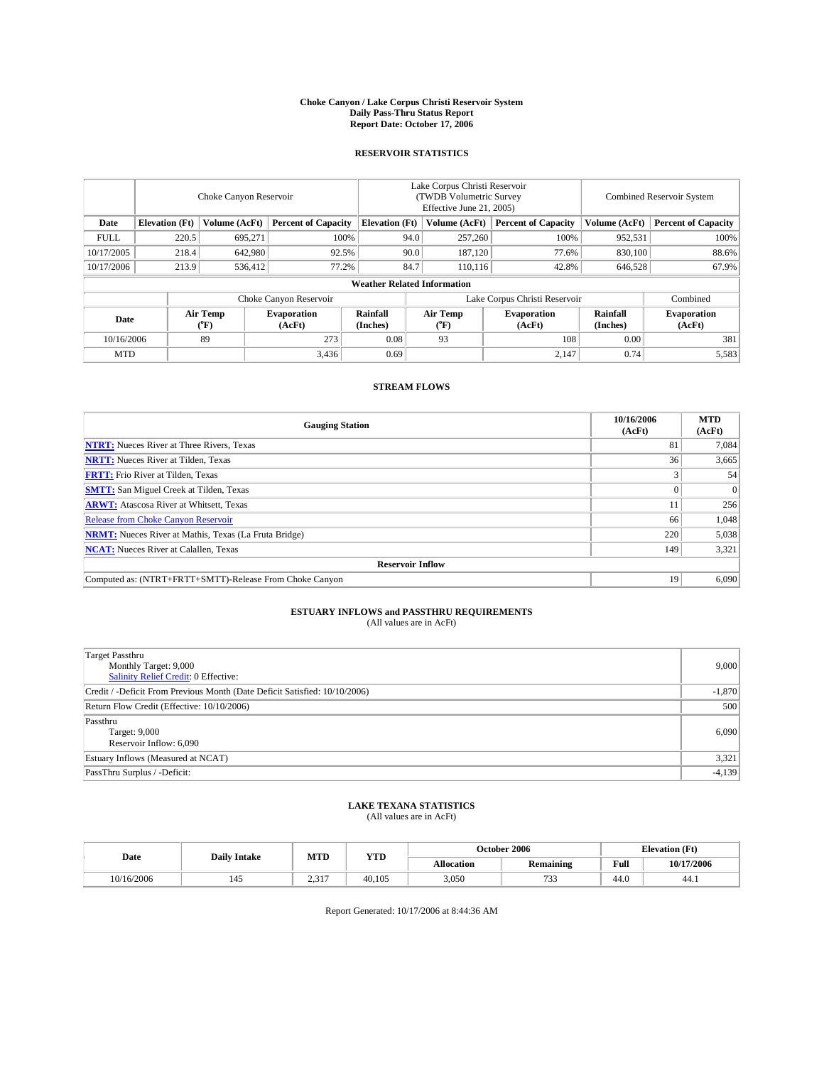# Choke Canyon / Lake Corpus Christi Reservoir System
## Daily Pass-Thru Status Report
### Report Date: October 17, 2006

## RESERVOIR STATISTICS

| | Choke Canyon Reservoir | | | Lake Corpus Christi Reservoir (TWDB Volumetric Survey Effective June 21, 2005) | | | Combined Reservoir System | |
|---|---|---|---|---|---|---|---|---|
| Date | Elevation (Ft) | Volume (AcFt) | Percent of Capacity | Elevation (Ft) | Volume (AcFt) | Percent of Capacity | Volume (AcFt) | Percent of Capacity |
| FULL | 220.5 | 695,271 | 100% | 94.0 | 257,260 | 100% | 952,531 | 100% |
| 10/17/2005 | 218.4 | 642,980 | 92.5% | 90.0 | 187,120 | 77.6% | 830,100 | 88.6% |
| 10/17/2006 | 213.9 | 536,412 | 77.2% | 84.7 | 110,116 | 42.8% | 646,528 | 67.9% |

**Weather Related Information**

| | Choke Canyon Reservoir | | | Lake Corpus Christi Reservoir | | | Combined |
|---|---|---|---|---|---|---|---|
| Date | Air Temp (°F) | Evaporation (AcFt) | Rainfall (Inches) | Air Temp (°F) | Evaporation (AcFt) | Rainfall (Inches) | Evaporation (AcFt) |
| 10/16/2006 | 89 | 273 | 0.08 | 93 | 108 | 0.00 | 381 |
| MTD | | 3,436 | 0.69 | | 2,147 | 0.74 | 5,583 |

## STREAM FLOWS

| Gauging Station | 10/16/2006 (AcFt) | MTD (AcFt) |
|---|---|---|
| **NTRT:** Nueces River at Three Rivers, Texas | 81 | 7,084 |
| **NRTT:** Nueces River at Tilden, Texas | 36 | 3,665 |
| **FRTT:** Frio River at Tilden, Texas | 3 | 54 |
| **SMTT:** San Miguel Creek at Tilden, Texas | 0 | 0 |
| **ARWT:** Atascosa River at Whitsett, Texas | 11 | 256 |
| Release from Choke Canyon Reservoir | 66 | 1,048 |
| **NRMT:** Nueces River at Mathis, Texas (La Fruta Bridge) | 220 | 5,038 |
| **NCAT:** Nueces River at Calallen, Texas | 149 | 3,321 |
| **Reservoir Inflow** | | |
| Computed as: (NTRT+FRTT+SMTT)-Release From Choke Canyon | 19 | 6,090 |

## ESTUARY INFLOWS and PASSTHRU REQUIREMENTS
(All values are in AcFt)

| | |
|---|---|
| Target Passthru<br>Monthly Target: 9,000<br>Salinity Relief Credit: 0 Effective: | 9,000 |
| Credit / -Deficit From Previous Month (Date Deficit Satisfied: 10/10/2006) | -1,870 |
| Return Flow Credit (Effective: 10/10/2006) | 500 |
| Passthru<br>Target: 9,000<br>Reservoir Inflow: 6,090 | 6,090 |
| Estuary Inflows (Measured at NCAT) | 3,321 |
| PassThru Surplus / -Deficit: | -4,139 |

## LAKE TEXANA STATISTICS
(All values are in AcFt)

| Date | Daily Intake | MTD | YTD | October 2006 | | Elevation (Ft) | |
|---|---|---|---|---|---|---|---|
| | | | | Allocation | Remaining | Full | 10/17/2006 |
| 10/16/2006 | 145 | 2,317 | 40,105 | 3,050 | 733 | 44.0 | 44.1 |

Report Generated: 10/17/2006 at 8:44:36 AM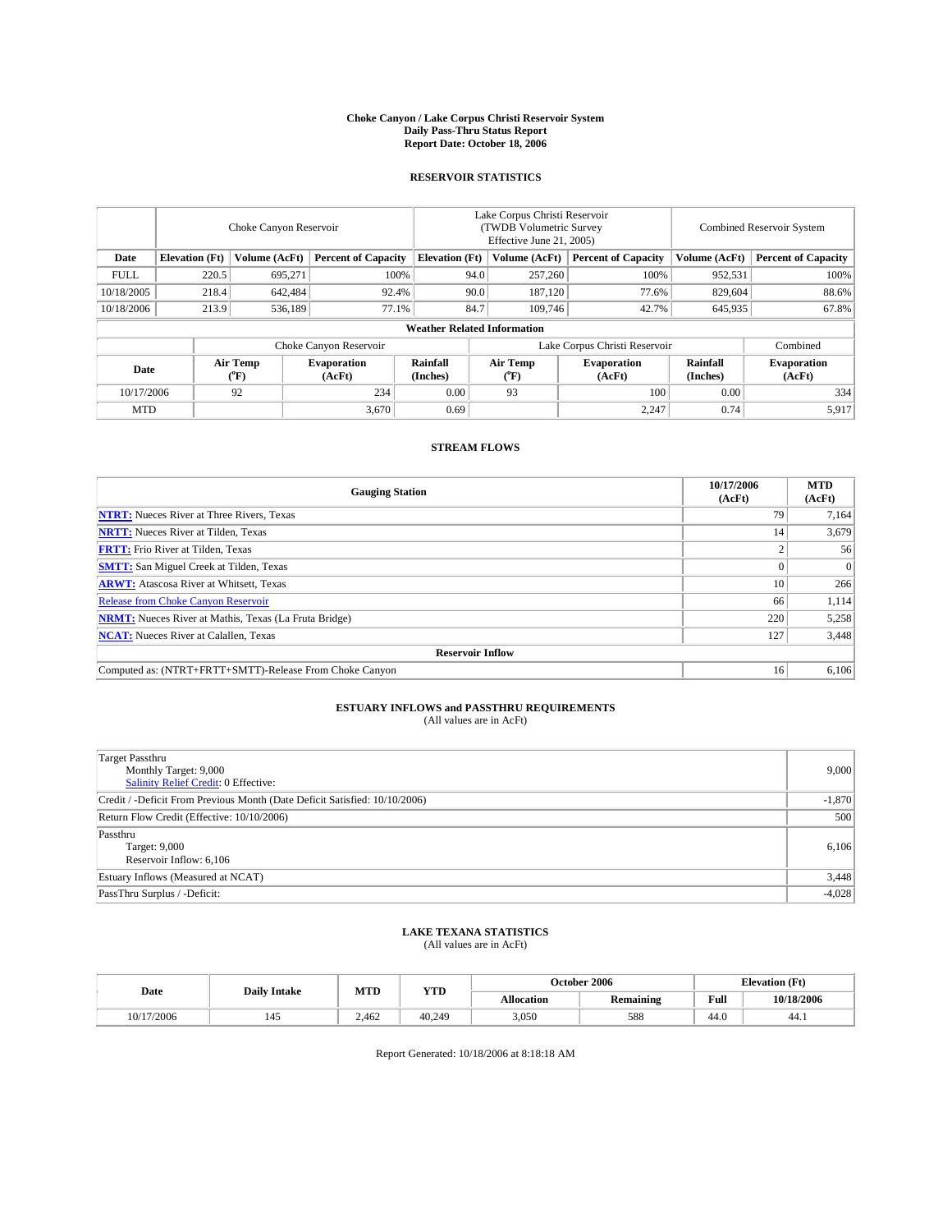# Choke Canyon / Lake Corpus Christi Reservoir System
## Daily Pass-Thru Status Report
### Report Date: October 18, 2006

## RESERVOIR STATISTICS

| | Choke Canyon Reservoir | | | Lake Corpus Christi Reservoir (TWDB Volumetric Survey Effective June 21, 2005) | | | Combined Reservoir System | |
|---|---|---|---|---|---|---|---|---|
| Date | Elevation (Ft) | Volume (AcFt) | Percent of Capacity | Elevation (Ft) | Volume (AcFt) | Percent of Capacity | Volume (AcFt) | Percent of Capacity |
| FULL | 220.5 | 695,271 | 100% | 94.0 | 257,260 | 100% | 952,531 | 100% |
| 10/18/2005 | 218.4 | 642,484 | 92.4% | 90.0 | 187,120 | 77.6% | 829,604 | 88.6% |
| 10/18/2006 | 213.9 | 536,189 | 77.1% | 84.7 | 109,746 | 42.7% | 645,935 | 67.8% |

**Weather Related Information**

| | Choke Canyon Reservoir | | | Lake Corpus Christi Reservoir | | | Combined |
|---|---|---|---|---|---|---|---|
| Date | Air Temp (°F) | Evaporation (AcFt) | Rainfall (Inches) | Air Temp (°F) | Evaporation (AcFt) | Rainfall (Inches) | Evaporation (AcFt) |
| 10/17/2006 | 92 | 234 | 0.00 | 93 | 100 | 0.00 | 334 |
| MTD | | 3,670 | 0.69 | | 2,247 | 0.74 | 5,917 |

## STREAM FLOWS

| Gauging Station | 10/17/2006 (AcFt) | MTD (AcFt) |
|---|---|---|
| **NTRT:** Nueces River at Three Rivers, Texas | 79 | 7,164 |
| **NRTT:** Nueces River at Tilden, Texas | 14 | 3,679 |
| **FRTT:** Frio River at Tilden, Texas | 2 | 56 |
| **SMTT:** San Miguel Creek at Tilden, Texas | 0 | 0 |
| **ARWT:** Atascosa River at Whitsett, Texas | 10 | 266 |
| Release from Choke Canyon Reservoir | 66 | 1,114 |
| **NRMT:** Nueces River at Mathis, Texas (La Fruta Bridge) | 220 | 5,258 |
| **NCAT:** Nueces River at Calallen, Texas | 127 | 3,448 |
| **Reservoir Inflow** | | |
| Computed as: (NTRT+FRTT+SMTT)-Release From Choke Canyon | 16 | 6,106 |

## ESTUARY INFLOWS and PASSTHRU REQUIREMENTS
(All values are in AcFt)

| | |
|---|---|
| Target Passthru<br>Monthly Target: 9,000<br>Salinity Relief Credit: 0 Effective: | 9,000 |
| Credit / -Deficit From Previous Month (Date Deficit Satisfied: 10/10/2006) | -1,870 |
| Return Flow Credit (Effective: 10/10/2006) | 500 |
| Passthru<br>Target: 9,000<br>Reservoir Inflow: 6,106 | 6,106 |
| Estuary Inflows (Measured at NCAT) | 3,448 |
| PassThru Surplus / -Deficit: | -4,028 |

## LAKE TEXANA STATISTICS
(All values are in AcFt)

| Date | Daily Intake | MTD | YTD | October 2006 | | Elevation (Ft) | |
|---|---|---|---|---|---|---|---|
| | | | | Allocation | Remaining | Full | 10/18/2006 |
| 10/17/2006 | 145 | 2,462 | 40,249 | 3,050 | 588 | 44.0 | 44.1 |

Report Generated: 10/18/2006 at 8:18:18 AM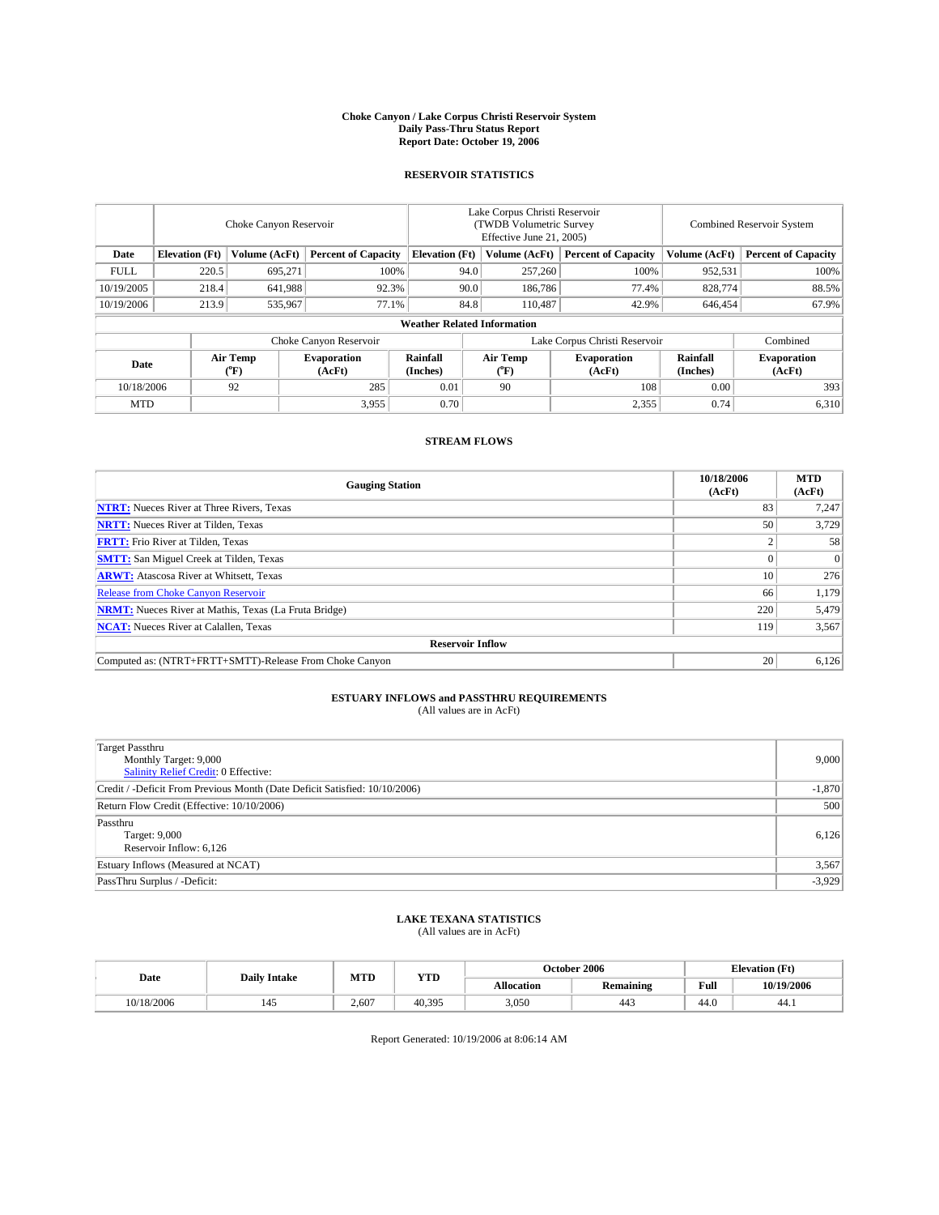# Choke Canyon / Lake Corpus Christi Reservoir System
## Daily Pass-Thru Status Report
## Report Date: October 19, 2006

### RESERVOIR STATISTICS

| | Choke Canyon Reservoir | | | Lake Corpus Christi Reservoir (TWDB Volumetric Survey Effective June 21, 2005) | | | Combined Reservoir System | |
|---|---|---|---|---|---|---|---|---|
| Date | Elevation (Ft) | Volume (AcFt) | Percent of Capacity | Elevation (Ft) | Volume (AcFt) | Percent of Capacity | Volume (AcFt) | Percent of Capacity |
| FULL | 220.5 | 695,271 | 100% | 94.0 | 257,260 | 100% | 952,531 | 100% |
| 10/19/2005 | 218.4 | 641,988 | 92.3% | 90.0 | 186,786 | 77.4% | 828,774 | 88.5% |
| 10/19/2006 | 213.9 | 535,967 | 77.1% | 84.8 | 110,487 | 42.9% | 646,454 | 67.9% |

**Weather Related Information**

| | Choke Canyon Reservoir | | | Lake Corpus Christi Reservoir | | | Combined |
|---|---|---|---|---|---|---|---|
| Date | Air Temp (°F) | Evaporation (AcFt) | Rainfall (Inches) | Air Temp (°F) | Evaporation (AcFt) | Rainfall (Inches) | Evaporation (AcFt) |
| 10/18/2006 | 92 | 285 | 0.01 | 90 | 108 | 0.00 | 393 |
| MTD | | 3,955 | 0.70 | | 2,355 | 0.74 | 6,310 |

### STREAM FLOWS

| Gauging Station | 10/18/2006 (AcFt) | MTD (AcFt) |
|---|---|---|
| **NTRT:** Nueces River at Three Rivers, Texas | 83 | 7,247 |
| **NRTT:** Nueces River at Tilden, Texas | 50 | 3,729 |
| **FRTT:** Frio River at Tilden, Texas | 2 | 58 |
| **SMTT:** San Miguel Creek at Tilden, Texas | 0 | 0 |
| **ARWT:** Atascosa River at Whitsett, Texas | 10 | 276 |
| Release from Choke Canyon Reservoir | 66 | 1,179 |
| **NRMT:** Nueces River at Mathis, Texas (La Fruta Bridge) | 220 | 5,479 |
| **NCAT:** Nueces River at Calallen, Texas | 119 | 3,567 |
| **Reservoir Inflow** | | |
| Computed as: (NTRT+FRTT+SMTT)-Release From Choke Canyon | 20 | 6,126 |

### ESTUARY INFLOWS and PASSTHRU REQUIREMENTS
(All values are in AcFt)

| | |
|---|---|
| Target Passthru<br>Monthly Target: 9,000<br>Salinity Relief Credit: 0 Effective: | 9,000 |
| Credit / -Deficit From Previous Month (Date Deficit Satisfied: 10/10/2006) | -1,870 |
| Return Flow Credit (Effective: 10/10/2006) | 500 |
| Passthru<br>Target: 9,000<br>Reservoir Inflow: 6,126 | 6,126 |
| Estuary Inflows (Measured at NCAT) | 3,567 |
| PassThru Surplus / -Deficit: | -3,929 |

### LAKE TEXANA STATISTICS
(All values are in AcFt)

| Date | Daily Intake | MTD | YTD | October 2006 | | Elevation (Ft) | |
|---|---|---|---|---|---|---|---|
| | | | | Allocation | Remaining | Full | 10/19/2006 |
| 10/18/2006 | 145 | 2,607 | 40,395 | 3,050 | 443 | 44.0 | 44.1 |

Report Generated: 10/19/2006 at 8:06:14 AM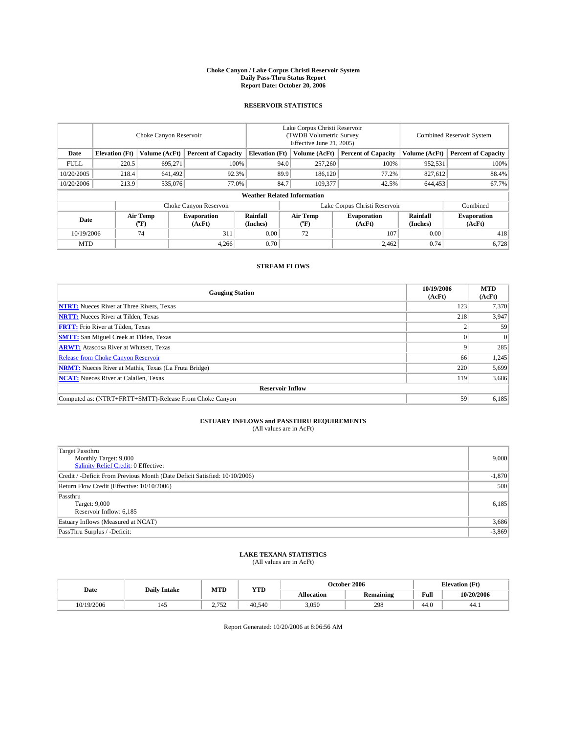# Choke Canyon / Lake Corpus Christi Reservoir System
## Daily Pass-Thru Status Report
### Report Date: October 20, 2006

## RESERVOIR STATISTICS

| | Choke Canyon Reservoir | | | Lake Corpus Christi Reservoir (TWDB Volumetric Survey Effective June 21, 2005) | | | Combined Reservoir System | |
|---|---|---|---|---|---|---|---|---|
| Date | Elevation (Ft) | Volume (AcFt) | Percent of Capacity | Elevation (Ft) | Volume (AcFt) | Percent of Capacity | Volume (AcFt) | Percent of Capacity |
| FULL | 220.5 | 695,271 | 100% | 94.0 | 257,260 | 100% | 952,531 | 100% |
| 10/20/2005 | 218.4 | 641,492 | 92.3% | 89.9 | 186,120 | 77.2% | 827,612 | 88.4% |
| 10/20/2006 | 213.9 | 535,076 | 77.0% | 84.7 | 109,377 | 42.5% | 644,453 | 67.7% |

**Weather Related Information**

| | Choke Canyon Reservoir | | | Lake Corpus Christi Reservoir | | | Combined |
|---|---|---|---|---|---|---|---|
| Date | Air Temp (°F) | Evaporation (AcFt) | Rainfall (Inches) | Air Temp (°F) | Evaporation (AcFt) | Rainfall (Inches) | Evaporation (AcFt) |
| 10/19/2006 | 74 | 311 | 0.00 | 72 | 107 | 0.00 | 418 |
| MTD | | 4,266 | 0.70 | | 2,462 | 0.74 | 6,728 |

## STREAM FLOWS

| Gauging Station | 10/19/2006 (AcFt) | MTD (AcFt) |
|---|---|---|
| **NTRT:** Nueces River at Three Rivers, Texas | 123 | 7,370 |
| **NRTT:** Nueces River at Tilden, Texas | 218 | 3,947 |
| **FRTT:** Frio River at Tilden, Texas | 2 | 59 |
| **SMTT:** San Miguel Creek at Tilden, Texas | 0 | 0 |
| **ARWT:** Atascosa River at Whitsett, Texas | 9 | 285 |
| Release from Choke Canyon Reservoir | 66 | 1,245 |
| **NRMT:** Nueces River at Mathis, Texas (La Fruta Bridge) | 220 | 5,699 |
| **NCAT:** Nueces River at Calallen, Texas | 119 | 3,686 |
| **Reservoir Inflow** | | |
| Computed as: (NTRT+FRTT+SMTT)-Release From Choke Canyon | 59 | 6,185 |

## ESTUARY INFLOWS and PASSTHRU REQUIREMENTS
(All values are in AcFt)

| | |
|---|---|
| Target Passthru<br>Monthly Target: 9,000<br>Salinity Relief Credit: 0 Effective: | 9,000 |
| Credit / -Deficit From Previous Month (Date Deficit Satisfied: 10/10/2006) | -1,870 |
| Return Flow Credit (Effective: 10/10/2006) | 500 |
| Passthru<br>Target: 9,000<br>Reservoir Inflow: 6,185 | 6,185 |
| Estuary Inflows (Measured at NCAT) | 3,686 |
| PassThru Surplus / -Deficit: | -3,869 |

## LAKE TEXANA STATISTICS
(All values are in AcFt)

| Date | Daily Intake | MTD | YTD | October 2006 | | Elevation (Ft) | |
|---|---|---|---|---|---|---|---|
| | | | | Allocation | Remaining | Full | 10/20/2006 |
| 10/19/2006 | 145 | 2,752 | 40,540 | 3,050 | 298 | 44.0 | 44.1 |

Report Generated: 10/20/2006 at 8:06:56 AM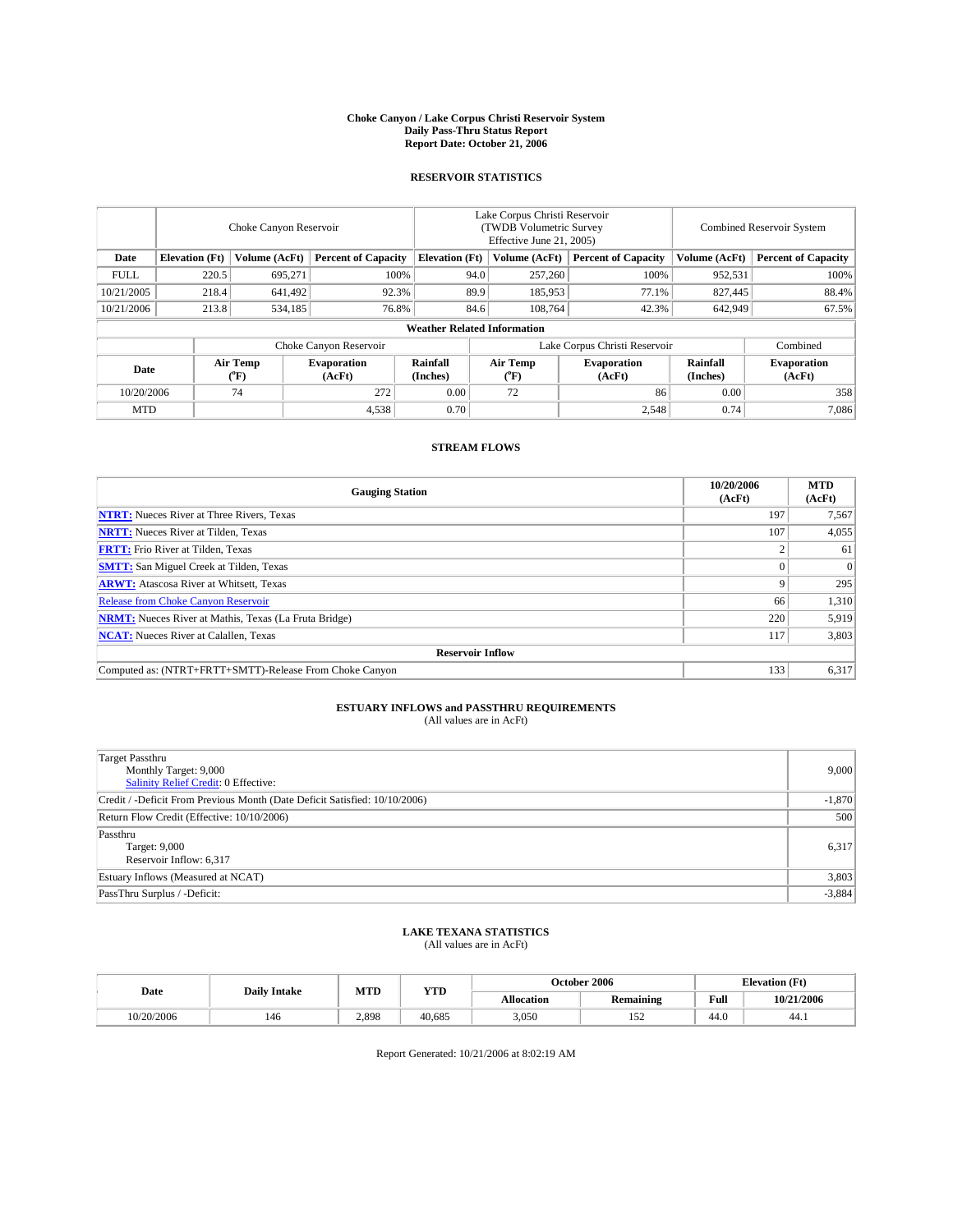**Choke Canyon / Lake Corpus Christi Reservoir System**
**Daily Pass-Thru Status Report**
**Report Date: October 21, 2006**

### RESERVOIR STATISTICS

| | Choke Canyon Reservoir | | | Lake Corpus Christi Reservoir (TWDB Volumetric Survey Effective June 21, 2005) | | | Combined Reservoir System | |
|---|---|---|---|---|---|---|---|---|
| Date | Elevation (Ft) | Volume (AcFt) | Percent of Capacity | Elevation (Ft) | Volume (AcFt) | Percent of Capacity | Volume (AcFt) | Percent of Capacity |
| FULL | 220.5 | 695,271 | 100% | 94.0 | 257,260 | 100% | 952,531 | 100% |
| 10/21/2005 | 218.4 | 641,492 | 92.3% | 89.9 | 185,953 | 77.1% | 827,445 | 88.4% |
| 10/21/2006 | 213.8 | 534,185 | 76.8% | 84.6 | 108,764 | 42.3% | 642,949 | 67.5% |

**Weather Related Information**

| | Choke Canyon Reservoir | | | Lake Corpus Christi Reservoir | | | Combined |
|---|---|---|---|---|---|---|---|
| Date | Air Temp (°F) | Evaporation (AcFt) | Rainfall (Inches) | Air Temp (°F) | Evaporation (AcFt) | Rainfall (Inches) | Evaporation (AcFt) |
| 10/20/2006 | 74 | 272 | 0.00 | 72 | 86 | 0.00 | 358 |
| MTD | | 4,538 | 0.70 | | 2,548 | 0.74 | 7,086 |

### STREAM FLOWS

| Gauging Station | 10/20/2006 (AcFt) | MTD (AcFt) |
|---|---|---|
| **NTRT:** Nueces River at Three Rivers, Texas | 197 | 7,567 |
| **NRTT:** Nueces River at Tilden, Texas | 107 | 4,055 |
| **FRTT:** Frio River at Tilden, Texas | 2 | 61 |
| **SMTT:** San Miguel Creek at Tilden, Texas | 0 | 0 |
| **ARWT:** Atascosa River at Whitsett, Texas | 9 | 295 |
| Release from Choke Canyon Reservoir | 66 | 1,310 |
| **NRMT:** Nueces River at Mathis, Texas (La Fruta Bridge) | 220 | 5,919 |
| **NCAT:** Nueces River at Calallen, Texas | 117 | 3,803 |
| **Reservoir Inflow** | | |
| Computed as: (NTRT+FRTT+SMTT)-Release From Choke Canyon | 133 | 6,317 |

### ESTUARY INFLOWS and PASSTHRU REQUIREMENTS
(All values are in AcFt)

| | |
|---|---|
| Target Passthru<br>Monthly Target: 9,000<br>Salinity Relief Credit: 0 Effective: | 9,000 |
| Credit / -Deficit From Previous Month (Date Deficit Satisfied: 10/10/2006) | -1,870 |
| Return Flow Credit (Effective: 10/10/2006) | 500 |
| Passthru<br>Target: 9,000<br>Reservoir Inflow: 6,317 | 6,317 |
| Estuary Inflows (Measured at NCAT) | 3,803 |
| PassThru Surplus / -Deficit: | -3,884 |

### LAKE TEXANA STATISTICS
(All values are in AcFt)

| Date | Daily Intake | MTD | YTD | October 2006 | | Elevation (Ft) | |
|---|---|---|---|---|---|---|---|
| | | | | Allocation | Remaining | Full | 10/21/2006 |
| 10/20/2006 | 146 | 2,898 | 40,685 | 3,050 | 152 | 44.0 | 44.1 |

Report Generated: 10/21/2006 at 8:02:19 AM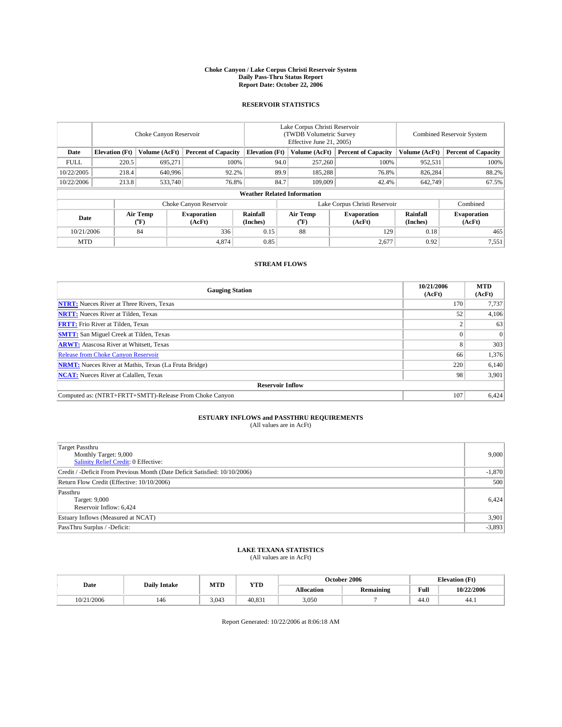**Choke Canyon / Lake Corpus Christi Reservoir System**
**Daily Pass-Thru Status Report**
**Report Date: October 22, 2006**

## RESERVOIR STATISTICS

| | Choke Canyon Reservoir | | | Lake Corpus Christi Reservoir (TWDB Volumetric Survey Effective June 21, 2005) | | | Combined Reservoir System | |
|---|---|---|---|---|---|---|---|---|
| **Date** | **Elevation (Ft)** | **Volume (AcFt)** | **Percent of Capacity** | **Elevation (Ft)** | **Volume (AcFt)** | **Percent of Capacity** | **Volume (AcFt)** | **Percent of Capacity** |
| FULL | 220.5 | 695,271 | 100% | 94.0 | 257,260 | 100% | 952,531 | 100% |
| 10/22/2005 | 218.4 | 640,996 | 92.2% | 89.9 | 185,288 | 76.8% | 826,284 | 88.2% |
| 10/22/2006 | 213.8 | 533,740 | 76.8% | 84.7 | 109,009 | 42.4% | 642,749 | 67.5% |

**Weather Related Information**

| | Choke Canyon Reservoir | | | Lake Corpus Christi Reservoir | | | Combined |
|---|---|---|---|---|---|---|---|
| **Date** | **Air Temp (°F)** | **Evaporation (AcFt)** | **Rainfall (Inches)** | **Air Temp (°F)** | **Evaporation (AcFt)** | **Rainfall (Inches)** | **Evaporation (AcFt)** |
| 10/21/2006 | 84 | 336 | 0.15 | 88 | 129 | 0.18 | 465 |
| MTD | | 4,874 | 0.85 | | 2,677 | 0.92 | 7,551 |

## STREAM FLOWS

| Gauging Station | 10/21/2006 (AcFt) | MTD (AcFt) |
|---|---|---|
| **NTRT:** Nueces River at Three Rivers, Texas | 170 | 7,737 |
| **NRTT:** Nueces River at Tilden, Texas | 52 | 4,106 |
| **FRTT:** Frio River at Tilden, Texas | 2 | 63 |
| **SMTT:** San Miguel Creek at Tilden, Texas | 0 | 0 |
| **ARWT:** Atascosa River at Whitsett, Texas | 8 | 303 |
| Release from Choke Canyon Reservoir | 66 | 1,376 |
| **NRMT:** Nueces River at Mathis, Texas (La Fruta Bridge) | 220 | 6,140 |
| **NCAT:** Nueces River at Calallen, Texas | 98 | 3,901 |
| **Reservoir Inflow** | | |
| Computed as: (NTRT+FRTT+SMTT)-Release From Choke Canyon | 107 | 6,424 |

## ESTUARY INFLOWS and PASSTHRU REQUIREMENTS

(All values are in AcFt)

| | |
|---|---|
| Target Passthru<br>Monthly Target: 9,000<br>Salinity Relief Credit: 0 Effective: | 9,000 |
| Credit / -Deficit From Previous Month (Date Deficit Satisfied: 10/10/2006) | -1,870 |
| Return Flow Credit (Effective: 10/10/2006) | 500 |
| Passthru<br>Target: 9,000<br>Reservoir Inflow: 6,424 | 6,424 |
| Estuary Inflows (Measured at NCAT) | 3,901 |
| PassThru Surplus / -Deficit: | -3,893 |

## LAKE TEXANA STATISTICS

(All values are in AcFt)

| Date | Daily Intake | MTD | YTD | October 2006 | | Elevation (Ft) | |
|---|---|---|---|---|---|---|---|
| | | | | **Allocation** | **Remaining** | **Full** | **10/22/2006** |
| 10/21/2006 | 146 | 3,043 | 40,831 | 3,050 | 7 | 44.0 | 44.1 |

Report Generated: 10/22/2006 at 8:06:18 AM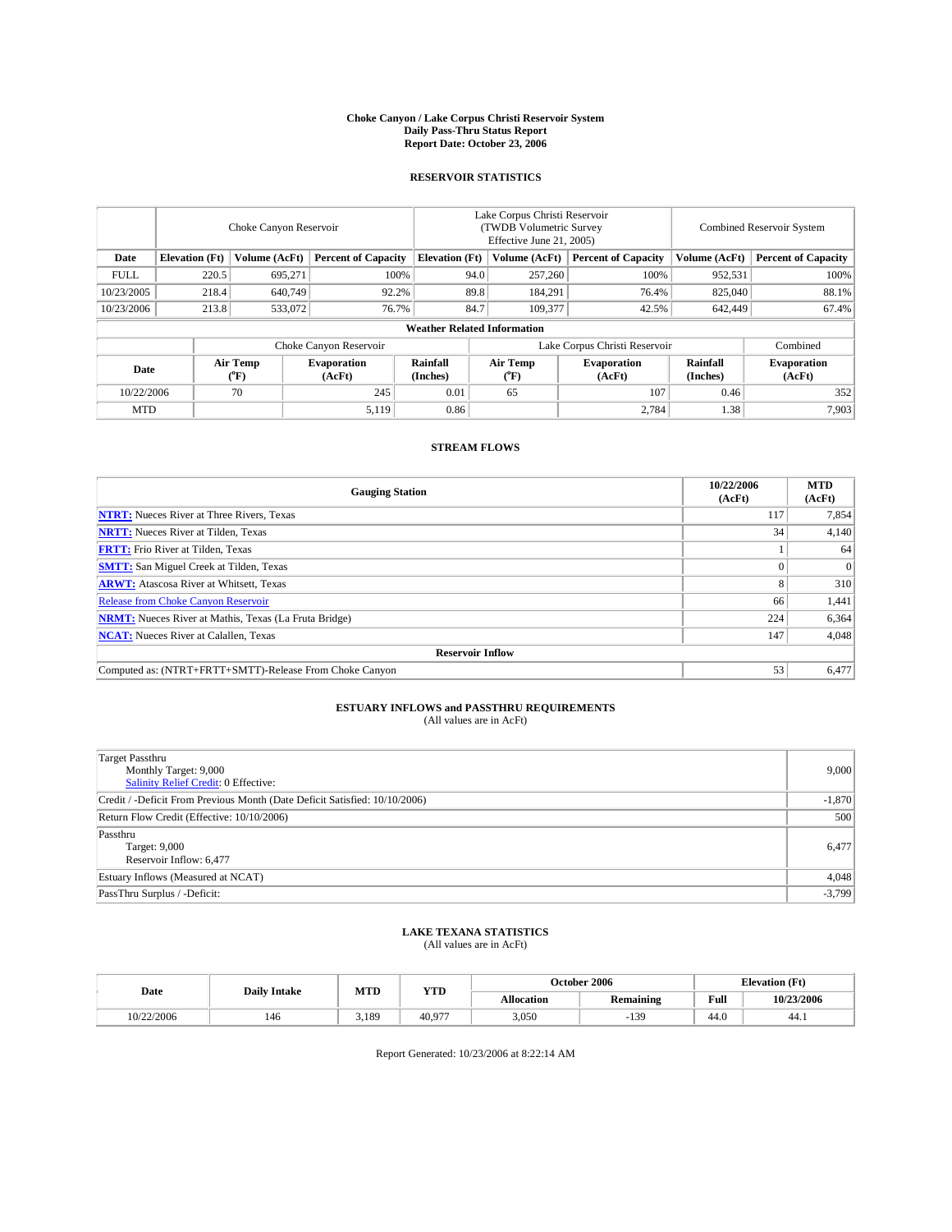# Choke Canyon / Lake Corpus Christi Reservoir System
## Daily Pass-Thru Status Report
### Report Date: October 23, 2006

## RESERVOIR STATISTICS

| | Choke Canyon Reservoir | | | Lake Corpus Christi Reservoir (TWDB Volumetric Survey Effective June 21, 2005) | | | Combined Reservoir System | |
|---|---|---|---|---|---|---|---|---|
| Date | Elevation (Ft) | Volume (AcFt) | Percent of Capacity | Elevation (Ft) | Volume (AcFt) | Percent of Capacity | Volume (AcFt) | Percent of Capacity |
| FULL | 220.5 | 695,271 | 100% | 94.0 | 257,260 | 100% | 952,531 | 100% |
| 10/23/2005 | 218.4 | 640,749 | 92.2% | 89.8 | 184,291 | 76.4% | 825,040 | 88.1% |
| 10/23/2006 | 213.8 | 533,072 | 76.7% | 84.7 | 109,377 | 42.5% | 642,449 | 67.4% |

**Weather Related Information**

| | Choke Canyon Reservoir | | | Lake Corpus Christi Reservoir | | | Combined |
|---|---|---|---|---|---|---|---|
| Date | Air Temp (°F) | Evaporation (AcFt) | Rainfall (Inches) | Air Temp (°F) | Evaporation (AcFt) | Rainfall (Inches) | Evaporation (AcFt) |
| 10/22/2006 | 70 | 245 | 0.01 | 65 | 107 | 0.46 | 352 |
| MTD | | 5,119 | 0.86 | | 2,784 | 1.38 | 7,903 |

## STREAM FLOWS

| Gauging Station | 10/22/2006 (AcFt) | MTD (AcFt) |
|---|---|---|
| **NTRT:** Nueces River at Three Rivers, Texas | 117 | 7,854 |
| **NRTT:** Nueces River at Tilden, Texas | 34 | 4,140 |
| **FRTT:** Frio River at Tilden, Texas | 1 | 64 |
| **SMTT:** San Miguel Creek at Tilden, Texas | 0 | 0 |
| **ARWT:** Atascosa River at Whitsett, Texas | 8 | 310 |
| Release from Choke Canyon Reservoir | 66 | 1,441 |
| **NRMT:** Nueces River at Mathis, Texas (La Fruta Bridge) | 224 | 6,364 |
| **NCAT:** Nueces River at Calallen, Texas | 147 | 4,048 |
| **Reservoir Inflow** | | |
| Computed as: (NTRT+FRTT+SMTT)-Release From Choke Canyon | 53 | 6,477 |

## ESTUARY INFLOWS and PASSTHRU REQUIREMENTS
(All values are in AcFt)

| | |
|---|---|
| Target Passthru<br>Monthly Target: 9,000<br>Salinity Relief Credit: 0 Effective: | 9,000 |
| Credit / -Deficit From Previous Month (Date Deficit Satisfied: 10/10/2006) | -1,870 |
| Return Flow Credit (Effective: 10/10/2006) | 500 |
| Passthru<br>Target: 9,000<br>Reservoir Inflow: 6,477 | 6,477 |
| Estuary Inflows (Measured at NCAT) | 4,048 |
| PassThru Surplus / -Deficit: | -3,799 |

## LAKE TEXANA STATISTICS
(All values are in AcFt)

| Date | Daily Intake | MTD | YTD | October 2006 | | Elevation (Ft) | |
|---|---|---|---|---|---|---|---|
| | | | | Allocation | Remaining | Full | 10/23/2006 |
| 10/22/2006 | 146 | 3,189 | 40,977 | 3,050 | -139 | 44.0 | 44.1 |

Report Generated: 10/23/2006 at 8:22:14 AM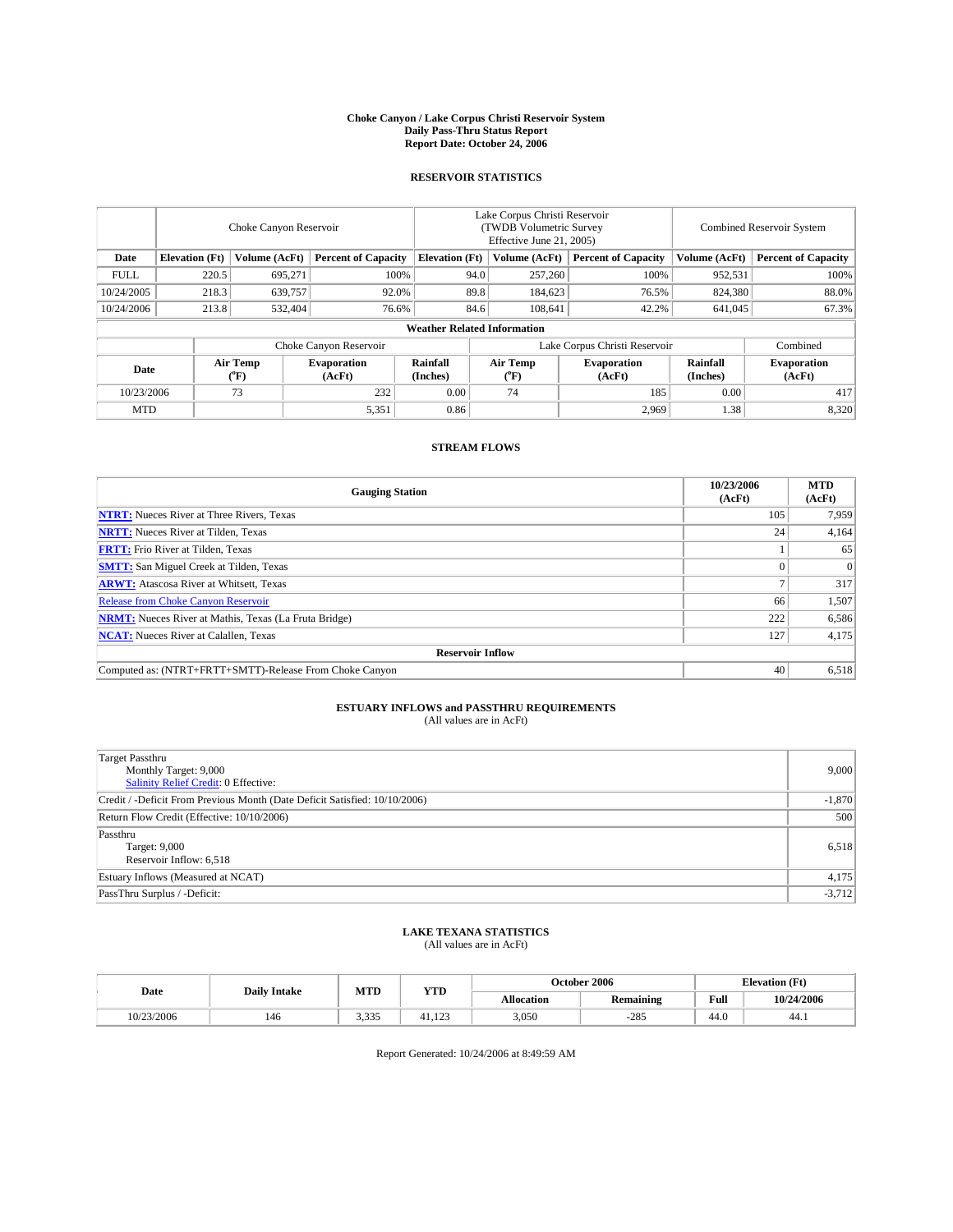# Choke Canyon / Lake Corpus Christi Reservoir System
## Daily Pass-Thru Status Report
### Report Date: October 24, 2006

## RESERVOIR STATISTICS

| | Choke Canyon Reservoir | | | Lake Corpus Christi Reservoir (TWDB Volumetric Survey Effective June 21, 2005) | | | Combined Reservoir System | |
|---|---|---|---|---|---|---|---|---|
| Date | Elevation (Ft) | Volume (AcFt) | Percent of Capacity | Elevation (Ft) | Volume (AcFt) | Percent of Capacity | Volume (AcFt) | Percent of Capacity |
| FULL | 220.5 | 695,271 | 100% | 94.0 | 257,260 | 100% | 952,531 | 100% |
| 10/24/2005 | 218.3 | 639,757 | 92.0% | 89.8 | 184,623 | 76.5% | 824,380 | 88.0% |
| 10/24/2006 | 213.8 | 532,404 | 76.6% | 84.6 | 108,641 | 42.2% | 641,045 | 67.3% |

**Weather Related Information**

| | Choke Canyon Reservoir | | | Lake Corpus Christi Reservoir | | | Combined |
|---|---|---|---|---|---|---|---|
| Date | Air Temp (°F) | Evaporation (AcFt) | Rainfall (Inches) | Air Temp (°F) | Evaporation (AcFt) | Rainfall (Inches) | Evaporation (AcFt) |
| 10/23/2006 | 73 | 232 | 0.00 | 74 | 185 | 0.00 | 417 |
| MTD | | 5,351 | 0.86 | | 2,969 | 1.38 | 8,320 |

## STREAM FLOWS

| Gauging Station | 10/23/2006 (AcFt) | MTD (AcFt) |
|---|---|---|
| **NTRT:** Nueces River at Three Rivers, Texas | 105 | 7,959 |
| **NRTT:** Nueces River at Tilden, Texas | 24 | 4,164 |
| **FRTT:** Frio River at Tilden, Texas | 1 | 65 |
| **SMTT:** San Miguel Creek at Tilden, Texas | 0 | 0 |
| **ARWT:** Atascosa River at Whitsett, Texas | 7 | 317 |
| Release from Choke Canyon Reservoir | 66 | 1,507 |
| **NRMT:** Nueces River at Mathis, Texas (La Fruta Bridge) | 222 | 6,586 |
| **NCAT:** Nueces River at Calallen, Texas | 127 | 4,175 |
| **Reservoir Inflow** | | |
| Computed as: (NTRT+FRTT+SMTT)-Release From Choke Canyon | 40 | 6,518 |

## ESTUARY INFLOWS and PASSTHRU REQUIREMENTS
(All values are in AcFt)

| | |
|---|---|
| Target Passthru<br>Monthly Target: 9,000<br>Salinity Relief Credit: 0 Effective: | 9,000 |
| Credit / -Deficit From Previous Month (Date Deficit Satisfied: 10/10/2006) | -1,870 |
| Return Flow Credit (Effective: 10/10/2006) | 500 |
| Passthru<br>Target: 9,000<br>Reservoir Inflow: 6,518 | 6,518 |
| Estuary Inflows (Measured at NCAT) | 4,175 |
| PassThru Surplus / -Deficit: | -3,712 |

## LAKE TEXANA STATISTICS
(All values are in AcFt)

| Date | Daily Intake | MTD | YTD | October 2006 | | Elevation (Ft) | |
|---|---|---|---|---|---|---|---|
| | | | | Allocation | Remaining | Full | 10/24/2006 |
| 10/23/2006 | 146 | 3,335 | 41,123 | 3,050 | -285 | 44.0 | 44.1 |

Report Generated: 10/24/2006 at 8:49:59 AM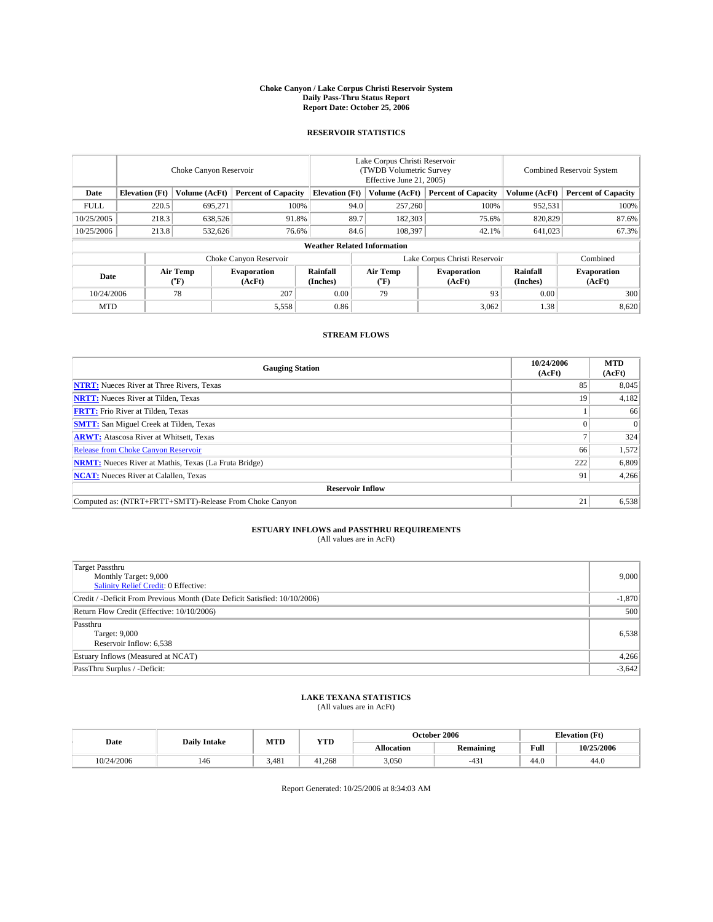# Choke Canyon / Lake Corpus Christi Reservoir System
## Daily Pass-Thru Status Report
### Report Date: October 25, 2006

## RESERVOIR STATISTICS

| | Choke Canyon Reservoir | | | Lake Corpus Christi Reservoir (TWDB Volumetric Survey Effective June 21, 2005) | | | Combined Reservoir System | |
|---|---|---|---|---|---|---|---|---|
| Date | Elevation (Ft) | Volume (AcFt) | Percent of Capacity | Elevation (Ft) | Volume (AcFt) | Percent of Capacity | Volume (AcFt) | Percent of Capacity |
| FULL | 220.5 | 695,271 | 100% | 94.0 | 257,260 | 100% | 952,531 | 100% |
| 10/25/2005 | 218.3 | 638,526 | 91.8% | 89.7 | 182,303 | 75.6% | 820,829 | 87.6% |
| 10/25/2006 | 213.8 | 532,626 | 76.6% | 84.6 | 108,397 | 42.1% | 641,023 | 67.3% |

**Weather Related Information**

| | Choke Canyon Reservoir | | | Lake Corpus Christi Reservoir | | | Combined |
|---|---|---|---|---|---|---|---|
| Date | Air Temp (°F) | Evaporation (AcFt) | Rainfall (Inches) | Air Temp (°F) | Evaporation (AcFt) | Rainfall (Inches) | Evaporation (AcFt) |
| 10/24/2006 | 78 | 207 | 0.00 | 79 | 93 | 0.00 | 300 |
| MTD | | 5,558 | 0.86 | | 3,062 | 1.38 | 8,620 |

## STREAM FLOWS

| Gauging Station | 10/24/2006 (AcFt) | MTD (AcFt) |
|---|---|---|
| **NTRT:** Nueces River at Three Rivers, Texas | 85 | 8,045 |
| **NRTT:** Nueces River at Tilden, Texas | 19 | 4,182 |
| **FRTT:** Frio River at Tilden, Texas | 1 | 66 |
| **SMTT:** San Miguel Creek at Tilden, Texas | 0 | 0 |
| **ARWT:** Atascosa River at Whitsett, Texas | 7 | 324 |
| Release from Choke Canyon Reservoir | 66 | 1,572 |
| **NRMT:** Nueces River at Mathis, Texas (La Fruta Bridge) | 222 | 6,809 |
| **NCAT:** Nueces River at Calallen, Texas | 91 | 4,266 |
| **Reservoir Inflow** | | |
| Computed as: (NTRT+FRTT+SMTT)-Release From Choke Canyon | 21 | 6,538 |

## ESTUARY INFLOWS and PASSTHRU REQUIREMENTS
(All values are in AcFt)

| | |
|---|---|
| Target Passthru<br>Monthly Target: 9,000<br>Salinity Relief Credit: 0 Effective: | 9,000 |
| Credit / -Deficit From Previous Month (Date Deficit Satisfied: 10/10/2006) | -1,870 |
| Return Flow Credit (Effective: 10/10/2006) | 500 |
| Passthru<br>Target: 9,000<br>Reservoir Inflow: 6,538 | 6,538 |
| Estuary Inflows (Measured at NCAT) | 4,266 |
| PassThru Surplus / -Deficit: | -3,642 |

## LAKE TEXANA STATISTICS
(All values are in AcFt)

| Date | Daily Intake | MTD | YTD | October 2006 | | Elevation (Ft) | |
|---|---|---|---|---|---|---|---|
| | | | | Allocation | Remaining | Full | 10/25/2006 |
| 10/24/2006 | 146 | 3,481 | 41,268 | 3,050 | -431 | 44.0 | 44.0 |

Report Generated: 10/25/2006 at 8:34:03 AM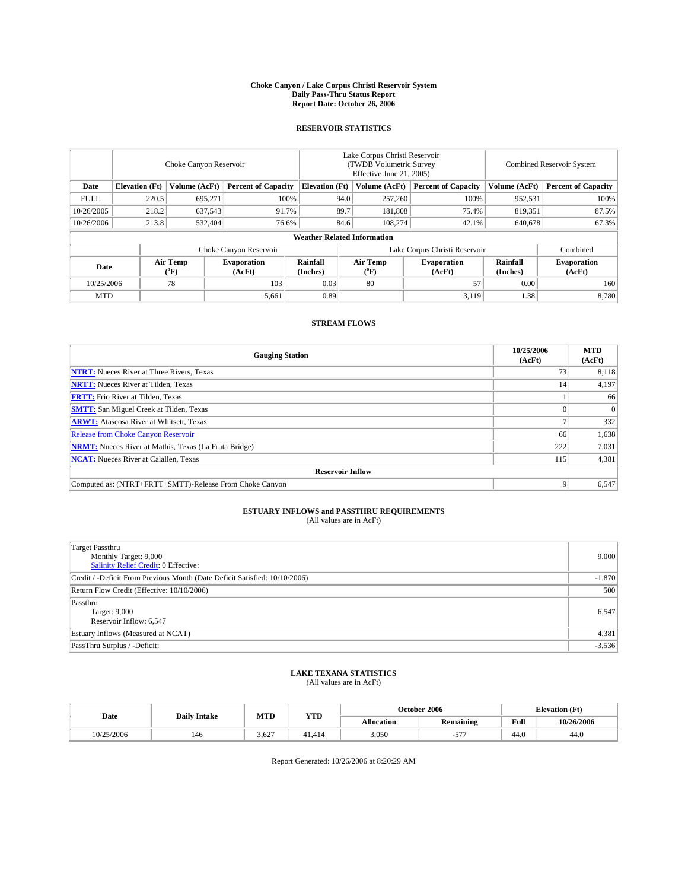# Choke Canyon / Lake Corpus Christi Reservoir System
## Daily Pass-Thru Status Report
## Report Date: October 26, 2006

### RESERVOIR STATISTICS

| | Choke Canyon Reservoir | | | Lake Corpus Christi Reservoir (TWDB Volumetric Survey Effective June 21, 2005) | | | Combined Reservoir System | |
|---|---|---|---|---|---|---|---|---|
| Date | Elevation (Ft) | Volume (AcFt) | Percent of Capacity | Elevation (Ft) | Volume (AcFt) | Percent of Capacity | Volume (AcFt) | Percent of Capacity |
| FULL | 220.5 | 695,271 | 100% | 94.0 | 257,260 | 100% | 952,531 | 100% |
| 10/26/2005 | 218.2 | 637,543 | 91.7% | 89.7 | 181,808 | 75.4% | 819,351 | 87.5% |
| 10/26/2006 | 213.8 | 532,404 | 76.6% | 84.6 | 108,274 | 42.1% | 640,678 | 67.3% |

**Weather Related Information**

| | Choke Canyon Reservoir | | | Lake Corpus Christi Reservoir | | | Combined |
|---|---|---|---|---|---|---|---|
| Date | Air Temp (°F) | Evaporation (AcFt) | Rainfall (Inches) | Air Temp (°F) | Evaporation (AcFt) | Rainfall (Inches) | Evaporation (AcFt) |
| 10/25/2006 | 78 | 103 | 0.03 | 80 | 57 | 0.00 | 160 |
| MTD | | 5,661 | 0.89 | | 3,119 | 1.38 | 8,780 |

### STREAM FLOWS

| Gauging Station | 10/25/2006 (AcFt) | MTD (AcFt) |
|---|---|---|
| **NTRT:** Nueces River at Three Rivers, Texas | 73 | 8,118 |
| **NRTT:** Nueces River at Tilden, Texas | 14 | 4,197 |
| **FRTT:** Frio River at Tilden, Texas | 1 | 66 |
| **SMTT:** San Miguel Creek at Tilden, Texas | 0 | 0 |
| **ARWT:** Atascosa River at Whitsett, Texas | 7 | 332 |
| Release from Choke Canyon Reservoir | 66 | 1,638 |
| **NRMT:** Nueces River at Mathis, Texas (La Fruta Bridge) | 222 | 7,031 |
| **NCAT:** Nueces River at Calallen, Texas | 115 | 4,381 |
| **Reservoir Inflow** | | |
| Computed as: (NTRT+FRTT+SMTT)-Release From Choke Canyon | 9 | 6,547 |

### ESTUARY INFLOWS and PASSTHRU REQUIREMENTS
(All values are in AcFt)

| | |
|---|---|
| Target Passthru<br>Monthly Target: 9,000<br>Salinity Relief Credit: 0 Effective: | 9,000 |
| Credit / -Deficit From Previous Month (Date Deficit Satisfied: 10/10/2006) | -1,870 |
| Return Flow Credit (Effective: 10/10/2006) | 500 |
| Passthru<br>Target: 9,000<br>Reservoir Inflow: 6,547 | 6,547 |
| Estuary Inflows (Measured at NCAT) | 4,381 |
| PassThru Surplus / -Deficit: | -3,536 |

### LAKE TEXANA STATISTICS
(All values are in AcFt)

| Date | Daily Intake | MTD | YTD | October 2006 | | Elevation (Ft) | |
|---|---|---|---|---|---|---|---|
| | | | | Allocation | Remaining | Full | 10/26/2006 |
| 10/25/2006 | 146 | 3,627 | 41,414 | 3,050 | -577 | 44.0 | 44.0 |

Report Generated: 10/26/2006 at 8:20:29 AM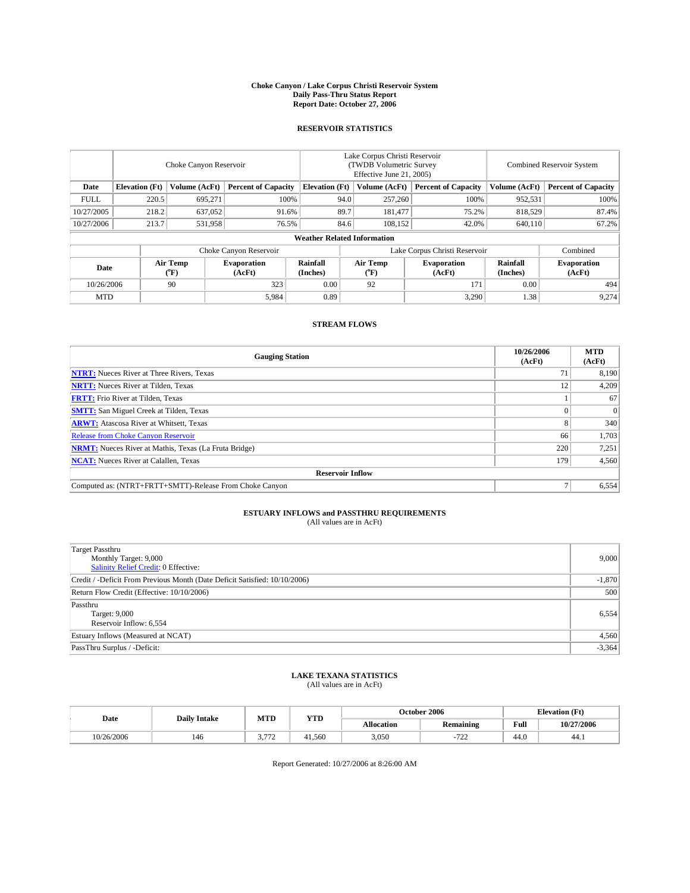# Choke Canyon / Lake Corpus Christi Reservoir System
## Daily Pass-Thru Status Report
### Report Date: October 27, 2006

## RESERVOIR STATISTICS

| | Choke Canyon Reservoir | | | Lake Corpus Christi Reservoir (TWDB Volumetric Survey Effective June 21, 2005) | | | Combined Reservoir System | |
|---|---|---|---|---|---|---|---|---|
| Date | Elevation (Ft) | Volume (AcFt) | Percent of Capacity | Elevation (Ft) | Volume (AcFt) | Percent of Capacity | Volume (AcFt) | Percent of Capacity |
| FULL | 220.5 | 695,271 | 100% | 94.0 | 257,260 | 100% | 952,531 | 100% |
| 10/27/2005 | 218.2 | 637,052 | 91.6% | 89.7 | 181,477 | 75.2% | 818,529 | 87.4% |
| 10/27/2006 | 213.7 | 531,958 | 76.5% | 84.6 | 108,152 | 42.0% | 640,110 | 67.2% |

**Weather Related Information**

| | Choke Canyon Reservoir | | | Lake Corpus Christi Reservoir | | | Combined |
|---|---|---|---|---|---|---|---|
| Date | Air Temp (°F) | Evaporation (AcFt) | Rainfall (Inches) | Air Temp (°F) | Evaporation (AcFt) | Rainfall (Inches) | Evaporation (AcFt) |
| 10/26/2006 | 90 | 323 | 0.00 | 92 | 171 | 0.00 | 494 |
| MTD | | 5,984 | 0.89 | | 3,290 | 1.38 | 9,274 |

## STREAM FLOWS

| Gauging Station | 10/26/2006 (AcFt) | MTD (AcFt) |
|---|---|---|
| **NTRT:** Nueces River at Three Rivers, Texas | 71 | 8,190 |
| **NRTT:** Nueces River at Tilden, Texas | 12 | 4,209 |
| **FRTT:** Frio River at Tilden, Texas | 1 | 67 |
| **SMTT:** San Miguel Creek at Tilden, Texas | 0 | 0 |
| **ARWT:** Atascosa River at Whitsett, Texas | 8 | 340 |
| Release from Choke Canyon Reservoir | 66 | 1,703 |
| **NRMT:** Nueces River at Mathis, Texas (La Fruta Bridge) | 220 | 7,251 |
| **NCAT:** Nueces River at Calallen, Texas | 179 | 4,560 |
| **Reservoir Inflow** | | |
| Computed as: (NTRT+FRTT+SMTT)-Release From Choke Canyon | 7 | 6,554 |

## ESTUARY INFLOWS and PASSTHRU REQUIREMENTS
(All values are in AcFt)

| | |
|---|---|
| Target Passthru<br>Monthly Target: 9,000<br>Salinity Relief Credit: 0 Effective: | 9,000 |
| Credit / -Deficit From Previous Month (Date Deficit Satisfied: 10/10/2006) | -1,870 |
| Return Flow Credit (Effective: 10/10/2006) | 500 |
| Passthru<br>Target: 9,000<br>Reservoir Inflow: 6,554 | 6,554 |
| Estuary Inflows (Measured at NCAT) | 4,560 |
| PassThru Surplus / -Deficit: | -3,364 |

## LAKE TEXANA STATISTICS
(All values are in AcFt)

| Date | Daily Intake | MTD | YTD | October 2006 | | Elevation (Ft) | |
|---|---|---|---|---|---|---|---|
| | | | | Allocation | Remaining | Full | 10/27/2006 |
| 10/26/2006 | 146 | 3,772 | 41,560 | 3,050 | -722 | 44.0 | 44.1 |

Report Generated: 10/27/2006 at 8:26:00 AM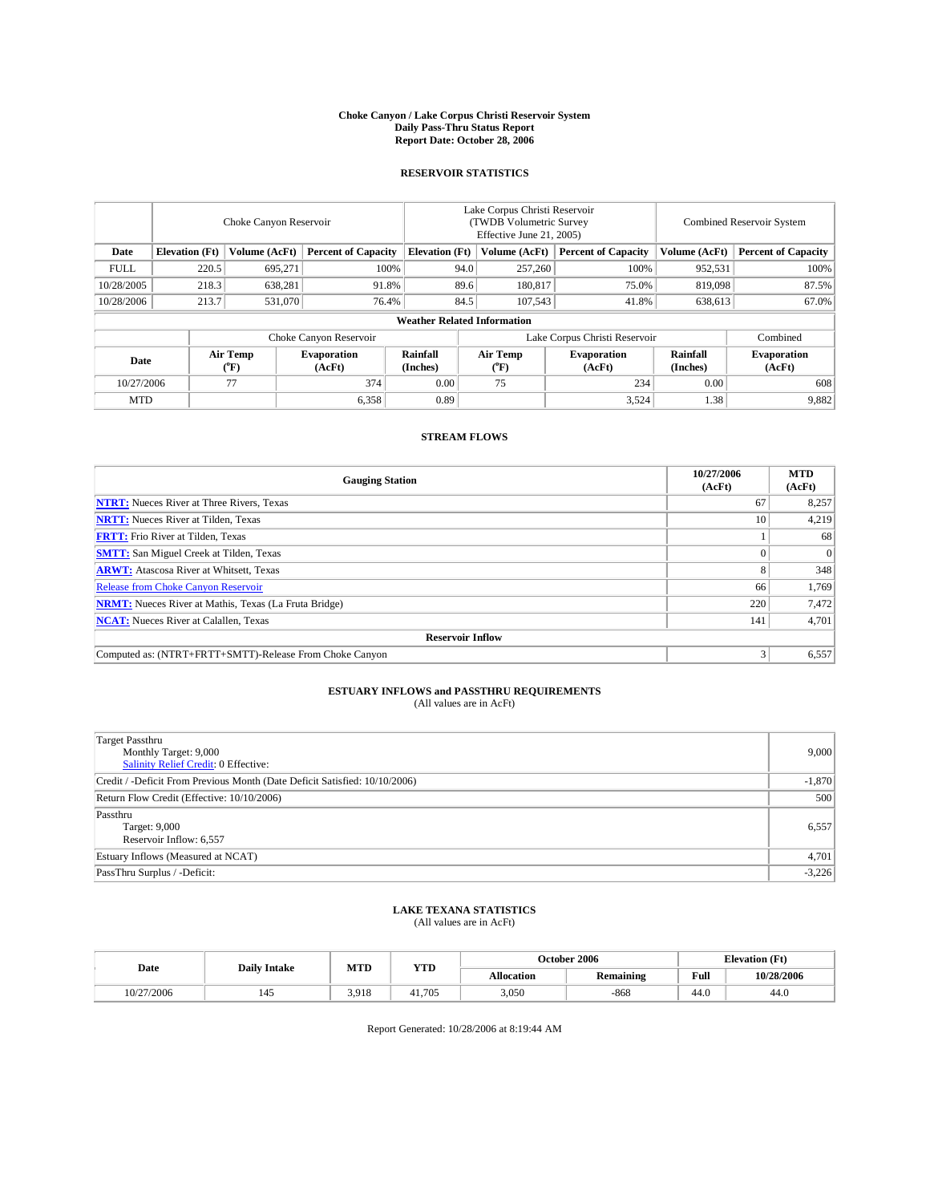# Choke Canyon / Lake Corpus Christi Reservoir System
## Daily Pass-Thru Status Report
### Report Date: October 28, 2006

## RESERVOIR STATISTICS

| | Choke Canyon Reservoir | | | Lake Corpus Christi Reservoir (TWDB Volumetric Survey Effective June 21, 2005) | | | Combined Reservoir System | |
|---|---|---|---|---|---|---|---|---|
| Date | Elevation (Ft) | Volume (AcFt) | Percent of Capacity | Elevation (Ft) | Volume (AcFt) | Percent of Capacity | Volume (AcFt) | Percent of Capacity |
| FULL | 220.5 | 695,271 | 100% | 94.0 | 257,260 | 100% | 952,531 | 100% |
| 10/28/2005 | 218.3 | 638,281 | 91.8% | 89.6 | 180,817 | 75.0% | 819,098 | 87.5% |
| 10/28/2006 | 213.7 | 531,070 | 76.4% | 84.5 | 107,543 | 41.8% | 638,613 | 67.0% |

**Weather Related Information**

| | Choke Canyon Reservoir | | | Lake Corpus Christi Reservoir | | | Combined |
|---|---|---|---|---|---|---|---|
| Date | Air Temp (°F) | Evaporation (AcFt) | Rainfall (Inches) | Air Temp (°F) | Evaporation (AcFt) | Rainfall (Inches) | Evaporation (AcFt) |
| 10/27/2006 | 77 | 374 | 0.00 | 75 | 234 | 0.00 | 608 |
| MTD | | 6,358 | 0.89 | | 3,524 | 1.38 | 9,882 |

## STREAM FLOWS

| Gauging Station | 10/27/2006 (AcFt) | MTD (AcFt) |
|---|---|---|
| **NTRT:** Nueces River at Three Rivers, Texas | 67 | 8,257 |
| **NRTT:** Nueces River at Tilden, Texas | 10 | 4,219 |
| **FRTT:** Frio River at Tilden, Texas | 1 | 68 |
| **SMTT:** San Miguel Creek at Tilden, Texas | 0 | 0 |
| **ARWT:** Atascosa River at Whitsett, Texas | 8 | 348 |
| Release from Choke Canyon Reservoir | 66 | 1,769 |
| **NRMT:** Nueces River at Mathis, Texas (La Fruta Bridge) | 220 | 7,472 |
| **NCAT:** Nueces River at Calallen, Texas | 141 | 4,701 |
| **Reservoir Inflow** | | |
| Computed as: (NTRT+FRTT+SMTT)-Release From Choke Canyon | 3 | 6,557 |

## ESTUARY INFLOWS and PASSTHRU REQUIREMENTS
(All values are in AcFt)

| | |
|---|---|
| Target Passthru<br>Monthly Target: 9,000<br>Salinity Relief Credit: 0 Effective: | 9,000 |
| Credit / -Deficit From Previous Month (Date Deficit Satisfied: 10/10/2006) | -1,870 |
| Return Flow Credit (Effective: 10/10/2006) | 500 |
| Passthru<br>Target: 9,000<br>Reservoir Inflow: 6,557 | 6,557 |
| Estuary Inflows (Measured at NCAT) | 4,701 |
| PassThru Surplus / -Deficit: | -3,226 |

## LAKE TEXANA STATISTICS
(All values are in AcFt)

| Date | Daily Intake | MTD | YTD | October 2006 | | Elevation (Ft) | |
|---|---|---|---|---|---|---|---|
| | | | | Allocation | Remaining | Full | 10/28/2006 |
| 10/27/2006 | 145 | 3,918 | 41,705 | 3,050 | -868 | 44.0 | 44.0 |

Report Generated: 10/28/2006 at 8:19:44 AM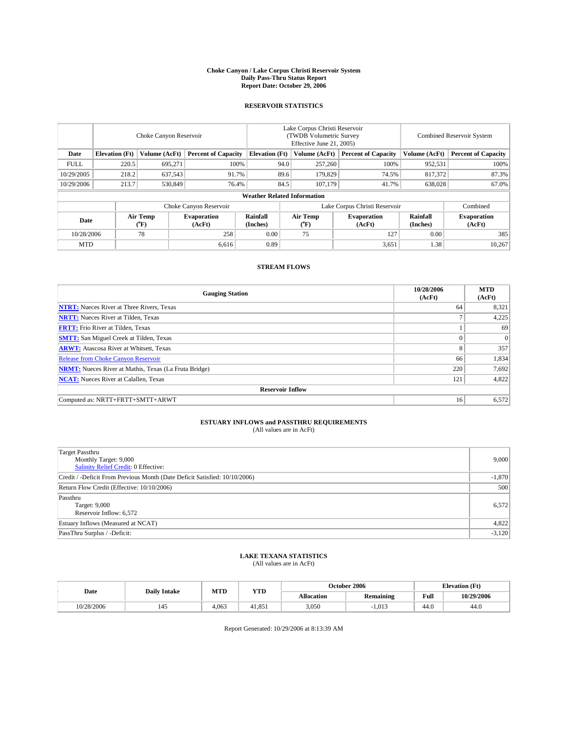# Choke Canyon / Lake Corpus Christi Reservoir System
## Daily Pass-Thru Status Report
## Report Date: October 29, 2006

### RESERVOIR STATISTICS

| | Choke Canyon Reservoir | | | Lake Corpus Christi Reservoir (TWDB Volumetric Survey Effective June 21, 2005) | | | Combined Reservoir System | |
|---|---|---|---|---|---|---|---|---|
| Date | Elevation (Ft) | Volume (AcFt) | Percent of Capacity | Elevation (Ft) | Volume (AcFt) | Percent of Capacity | Volume (AcFt) | Percent of Capacity |
| FULL | 220.5 | 695,271 | 100% | 94.0 | 257,260 | 100% | 952,531 | 100% |
| 10/29/2005 | 218.2 | 637,543 | 91.7% | 89.6 | 179,829 | 74.5% | 817,372 | 87.3% |
| 10/29/2006 | 213.7 | 530,849 | 76.4% | 84.5 | 107,179 | 41.7% | 638,028 | 67.0% |

**Weather Related Information**

| | Choke Canyon Reservoir | | | Lake Corpus Christi Reservoir | | | Combined |
|---|---|---|---|---|---|---|---|
| Date | Air Temp (°F) | Evaporation (AcFt) | Rainfall (Inches) | Air Temp (°F) | Evaporation (AcFt) | Rainfall (Inches) | Evaporation (AcFt) |
| 10/28/2006 | 78 | 258 | 0.00 | 75 | 127 | 0.00 | 385 |
| MTD | | 6,616 | 0.89 | | 3,651 | 1.38 | 10,267 |

### STREAM FLOWS

| Gauging Station | 10/28/2006 (AcFt) | MTD (AcFt) |
|---|---|---|
| **NTRT:** Nueces River at Three Rivers, Texas | 64 | 8,321 |
| **NRTT:** Nueces River at Tilden, Texas | 7 | 4,225 |
| **FRTT:** Frio River at Tilden, Texas | 1 | 69 |
| **SMTT:** San Miguel Creek at Tilden, Texas | 0 | 0 |
| **ARWT:** Atascosa River at Whitsett, Texas | 8 | 357 |
| Release from Choke Canyon Reservoir | 66 | 1,834 |
| **NRMT:** Nueces River at Mathis, Texas (La Fruta Bridge) | 220 | 7,692 |
| **NCAT:** Nueces River at Calallen, Texas | 121 | 4,822 |
| **Reservoir Inflow** | | |
| Computed as: NRTT+FRTT+SMTT+ARWT | 16 | 6,572 |

### ESTUARY INFLOWS and PASSTHRU REQUIREMENTS
(All values are in AcFt)

| | |
|---|---|
| Target Passthru<br>Monthly Target: 9,000<br>Salinity Relief Credit: 0 Effective: | 9,000 |
| Credit / -Deficit From Previous Month (Date Deficit Satisfied: 10/10/2006) | -1,870 |
| Return Flow Credit (Effective: 10/10/2006) | 500 |
| Passthru<br>Target: 9,000<br>Reservoir Inflow: 6,572 | 6,572 |
| Estuary Inflows (Measured at NCAT) | 4,822 |
| PassThru Surplus / -Deficit: | -3,120 |

### LAKE TEXANA STATISTICS
(All values are in AcFt)

| Date | Daily Intake | MTD | YTD | October 2006 | | Elevation (Ft) | |
|---|---|---|---|---|---|---|---|
| | | | | Allocation | Remaining | Full | 10/29/2006 |
| 10/28/2006 | 145 | 4,063 | 41,851 | 3,050 | -1,013 | 44.0 | 44.0 |

Report Generated: 10/29/2006 at 8:13:39 AM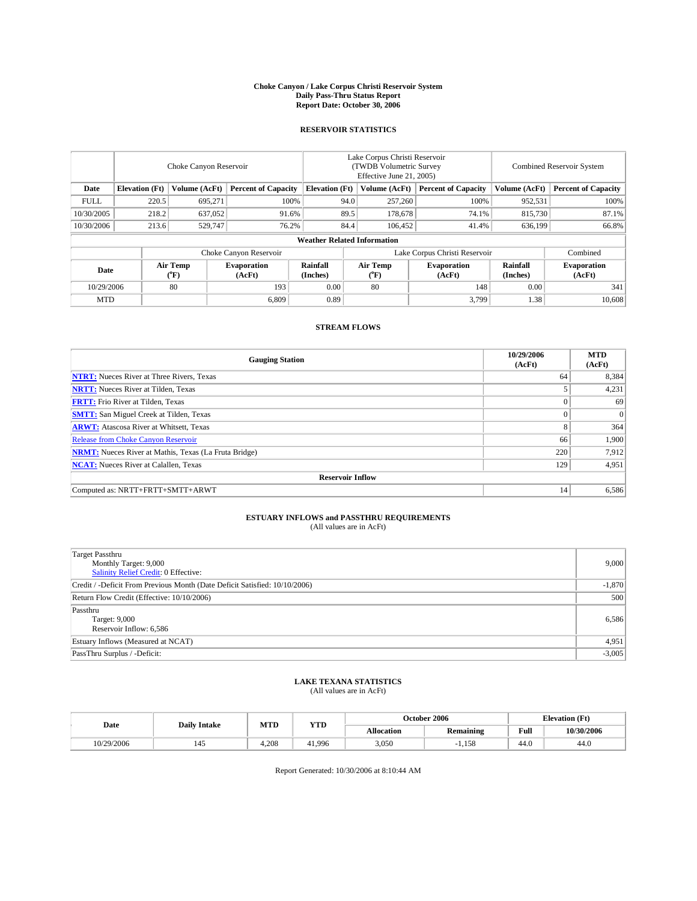# Choke Canyon / Lake Corpus Christi Reservoir System
## Daily Pass-Thru Status Report
### Report Date: October 30, 2006

## RESERVOIR STATISTICS

| | Choke Canyon Reservoir | | | Lake Corpus Christi Reservoir (TWDB Volumetric Survey Effective June 21, 2005) | | | Combined Reservoir System | |
|---|---|---|---|---|---|---|---|---|
| Date | Elevation (Ft) | Volume (AcFt) | Percent of Capacity | Elevation (Ft) | Volume (AcFt) | Percent of Capacity | Volume (AcFt) | Percent of Capacity |
| FULL | 220.5 | 695,271 | 100% | 94.0 | 257,260 | 100% | 952,531 | 100% |
| 10/30/2005 | 218.2 | 637,052 | 91.6% | 89.5 | 178,678 | 74.1% | 815,730 | 87.1% |
| 10/30/2006 | 213.6 | 529,747 | 76.2% | 84.4 | 106,452 | 41.4% | 636,199 | 66.8% |

**Weather Related Information**

| | Choke Canyon Reservoir | | | Lake Corpus Christi Reservoir | | | Combined |
|---|---|---|---|---|---|---|---|
| Date | Air Temp (°F) | Evaporation (AcFt) | Rainfall (Inches) | Air Temp (°F) | Evaporation (AcFt) | Rainfall (Inches) | Evaporation (AcFt) |
| 10/29/2006 | 80 | 193 | 0.00 | 80 | 148 | 0.00 | 341 |
| MTD | | 6,809 | 0.89 | | 3,799 | 1.38 | 10,608 |

## STREAM FLOWS

| Gauging Station | 10/29/2006 (AcFt) | MTD (AcFt) |
|---|---|---|
| **NTRT:** Nueces River at Three Rivers, Texas | 64 | 8,384 |
| **NRTT:** Nueces River at Tilden, Texas | 5 | 4,231 |
| **FRTT:** Frio River at Tilden, Texas | 0 | 69 |
| **SMTT:** San Miguel Creek at Tilden, Texas | 0 | 0 |
| **ARWT:** Atascosa River at Whitsett, Texas | 8 | 364 |
| Release from Choke Canyon Reservoir | 66 | 1,900 |
| **NRMT:** Nueces River at Mathis, Texas (La Fruta Bridge) | 220 | 7,912 |
| **NCAT:** Nueces River at Calallen, Texas | 129 | 4,951 |
| **Reservoir Inflow** | | |
| Computed as: NRTT+FRTT+SMTT+ARWT | 14 | 6,586 |

## ESTUARY INFLOWS and PASSTHRU REQUIREMENTS
(All values are in AcFt)

| | |
|---|---|
| Target Passthru<br>Monthly Target: 9,000<br>Salinity Relief Credit: 0 Effective: | 9,000 |
| Credit / -Deficit From Previous Month (Date Deficit Satisfied: 10/10/2006) | -1,870 |
| Return Flow Credit (Effective: 10/10/2006) | 500 |
| Passthru<br>Target: 9,000<br>Reservoir Inflow: 6,586 | 6,586 |
| Estuary Inflows (Measured at NCAT) | 4,951 |
| PassThru Surplus / -Deficit: | -3,005 |

## LAKE TEXANA STATISTICS
(All values are in AcFt)

| Date | Daily Intake | MTD | YTD | October 2006 | | Elevation (Ft) | |
|---|---|---|---|---|---|---|---|
| | | | | Allocation | Remaining | Full | 10/30/2006 |
| 10/29/2006 | 145 | 4,208 | 41,996 | 3,050 | -1,158 | 44.0 | 44.0 |

Report Generated: 10/30/2006 at 8:10:44 AM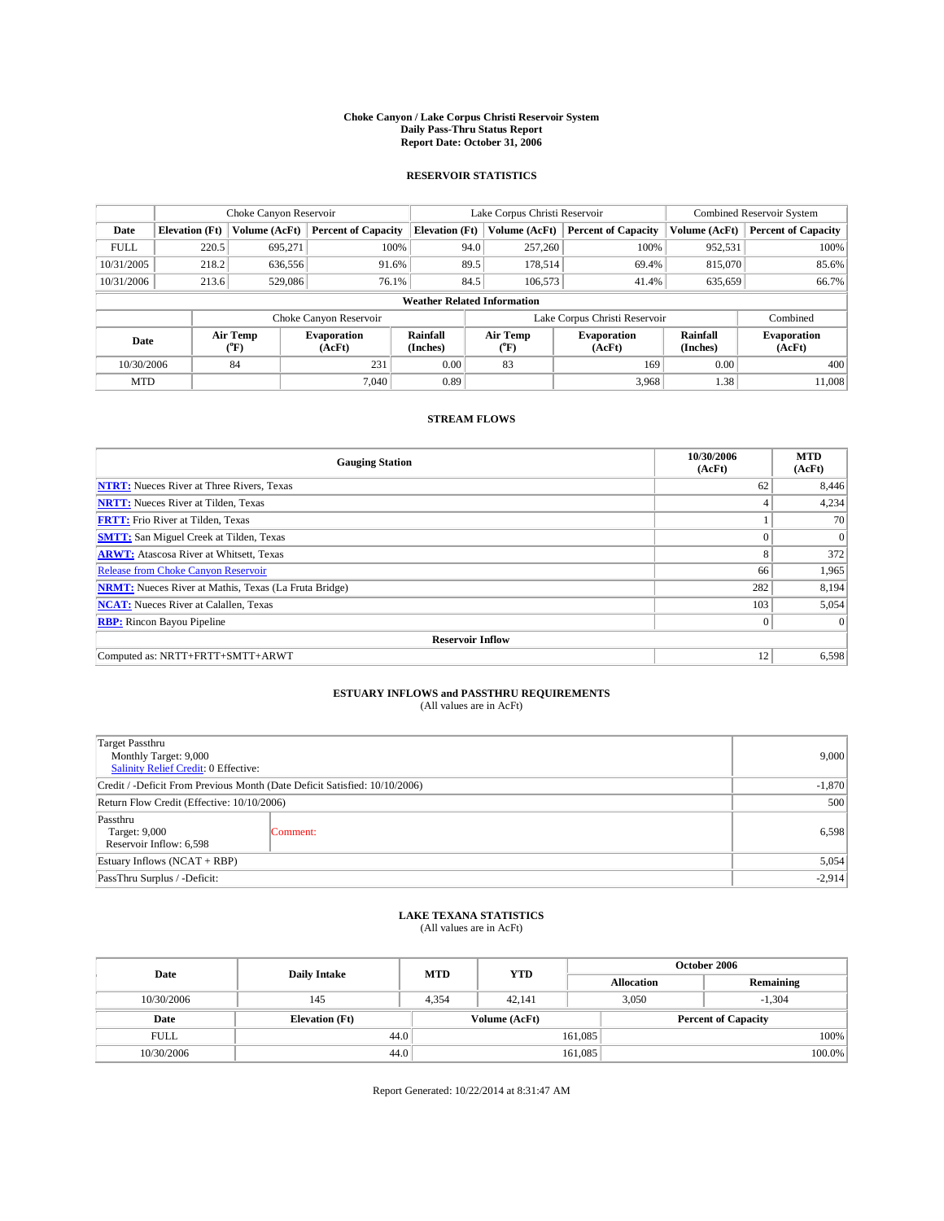**Choke Canyon / Lake Corpus Christi Reservoir System**
**Daily Pass-Thru Status Report**
**Report Date: October 31, 2006**

## RESERVOIR STATISTICS

| | Choke Canyon Reservoir | | | Lake Corpus Christi Reservoir | | | Combined Reservoir System | |
|---|---|---|---|---|---|---|---|---|
| **Date** | **Elevation (Ft)** | **Volume (AcFt)** | **Percent of Capacity** | **Elevation (Ft)** | **Volume (AcFt)** | **Percent of Capacity** | **Volume (AcFt)** | **Percent of Capacity** |
| FULL | 220.5 | 695,271 | 100% | 94.0 | 257,260 | 100% | 952,531 | 100% |
| 10/31/2005 | 218.2 | 636,556 | 91.6% | 89.5 | 178,514 | 69.4% | 815,070 | 85.6% |
| 10/31/2006 | 213.6 | 529,086 | 76.1% | 84.5 | 106,573 | 41.4% | 635,659 | 66.7% |

**Weather Related Information**

| | Choke Canyon Reservoir | | | Lake Corpus Christi Reservoir | | | Combined |
|---|---|---|---|---|---|---|---|
| **Date** | **Air Temp (°F)** | **Evaporation (AcFt)** | **Rainfall (Inches)** | **Air Temp (°F)** | **Evaporation (AcFt)** | **Rainfall (Inches)** | **Evaporation (AcFt)** |
| 10/30/2006 | 84 | 231 | 0.00 | 83 | 169 | 0.00 | 400 |
| MTD | | 7,040 | 0.89 | | 3,968 | 1.38 | 11,008 |

## STREAM FLOWS

| Gauging Station | 10/30/2006 (AcFt) | MTD (AcFt) |
|---|---|---|
| **NTRT:** Nueces River at Three Rivers, Texas | 62 | 8,446 |
| **NRTT:** Nueces River at Tilden, Texas | 4 | 4,234 |
| **FRTT:** Frio River at Tilden, Texas | 1 | 70 |
| **SMTT:** San Miguel Creek at Tilden, Texas | 0 | 0 |
| **ARWT:** Atascosa River at Whitsett, Texas | 8 | 372 |
| Release from Choke Canyon Reservoir | 66 | 1,965 |
| **NRMT:** Nueces River at Mathis, Texas (La Fruta Bridge) | 282 | 8,194 |
| **NCAT:** Nueces River at Calallen, Texas | 103 | 5,054 |
| **RBP:** Rincon Bayou Pipeline | 0 | 0 |
| **Reservoir Inflow** | | |
| Computed as: NRTT+FRTT+SMTT+ARWT | 12 | 6,598 |

## ESTUARY INFLOWS and PASSTHRU REQUIREMENTS
(All values are in AcFt)

| | |
|---|---|
| Target Passthru<br>Monthly Target: 9,000<br>Salinity Relief Credit: 0 Effective: | 9,000 |
| Credit / -Deficit From Previous Month (Date Deficit Satisfied: 10/10/2006) | -1,870 |
| Return Flow Credit (Effective: 10/10/2006) | 500 |
| Passthru<br>Target: 9,000<br>Reservoir Inflow: 6,598 — Comment: | 6,598 |
| Estuary Inflows (NCAT + RBP) | 5,054 |
| PassThru Surplus / -Deficit: | -2,914 |

## LAKE TEXANA STATISTICS
(All values are in AcFt)

| Date | Daily Intake | MTD | YTD | October 2006 Allocation | October 2006 Remaining |
|---|---|---|---|---|---|
| 10/30/2006 | 145 | 4,354 | 42,141 | 3,050 | -1,304 |

| Date | Elevation (Ft) | Volume (AcFt) | Percent of Capacity |
|---|---|---|---|
| FULL | 44.0 | 161,085 | 100% |
| 10/30/2006 | 44.0 | 161,085 | 100.0% |

Report Generated: 10/22/2014 at 8:31:47 AM